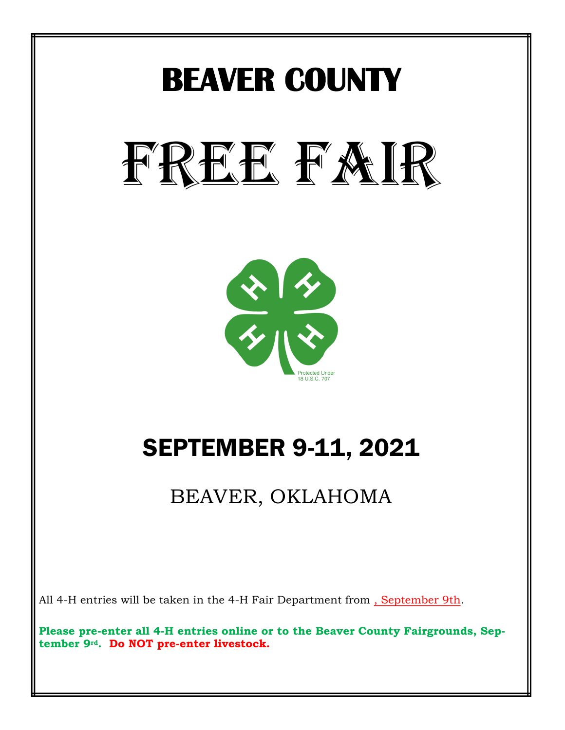# BEAVER COUNTY

# FREE FAIR

Protected Under 18 U.S.C. 707

## SEPTEMBER 9-11, 2021

BEAVER, OKLAHOMA

All 4-H entries will be taken in the 4-H Fair Department from , September 9th.

**Please pre-enter all 4-H entries online or to the Beaver County Fairgrounds, September 9rd. Do NOT pre-enter livestock.**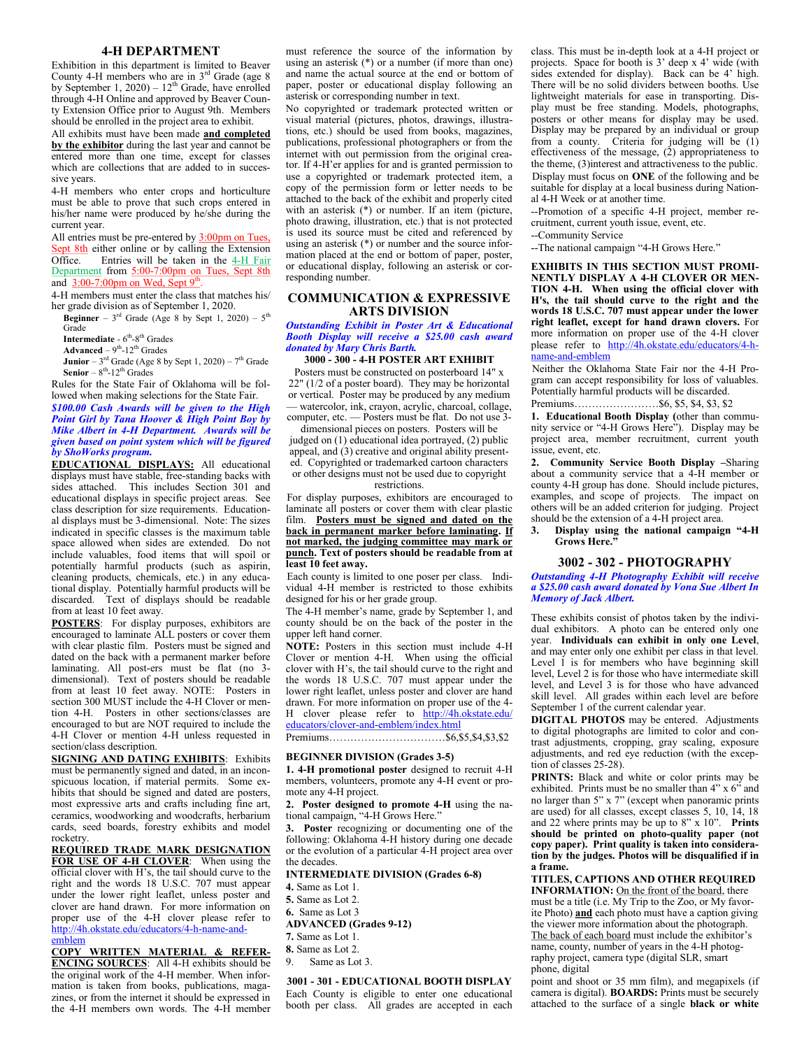## 4-H DEPARTMENT

Exhibition in this department is limited to Beaver County 4-H members who are in 3rd Grade (age 8 by September 1, 2020) – 12th Grade, have enrolled through 4-H Online and approved by Beaver County Extension Office prior to August 9th. Members should be enrolled in the project area to exhibit.

All exhibits must have been made **and completed by the exhibitor** during the last year and cannot be entered more than one time, except for classes which are collections that are added to in successive years.

4-H members who enter crops and horticulture must be able to prove that such crops entered in his/her name were produced by he/she during the current year.

All entries must be pre-entered by 3:00pm on Tues, Sept 8th either online or by calling the Extension Office. Entries will be taken in the 4-H Fair Department from 5:00-7:00pm on Tues, Sept 8th and 3:00-7:00pm on Wed, Sept 9th.

4-H members must enter the class that matches his/her grade division as of September 1, 2020.

**Beginner** – 3rd Grade (Age 8 by Sept 1, 2020) – 5th Grade
**Intermediate** - 6th-8th Grades
**Advanced** – 9th-12th Grades
**Junior** – 3rd Grade (Age 8 by Sept 1, 2020) – 7th Grade
**Senior** – 8th-12th Grades

Rules for the State Fair of Oklahoma will be followed when making selections for the State Fair.

***$100.00 Cash Awards will be given to the High Point Girl by Tana Hoover & High Point Boy by Mike Albert in 4-H Department. Awards will be given based on point system which will be figured by ShoWorks program.***

**EDUCATIONAL DISPLAYS:** All educational displays must have stable, free-standing backs with sides attached. This includes Section 301 and educational displays in specific project areas. See class description for size requirements. Educational displays must be 3-dimensional. Note: The sizes indicated in specific classes is the maximum table space allowed when sides are extended. Do not include valuables, food items that will spoil or potentially harmful products (such as aspirin, cleaning products, chemicals, etc.) in any educational display. Potentially harmful products will be discarded. Text of displays should be readable from at least 10 feet away.

**POSTERS**: For display purposes, exhibitors are encouraged to laminate ALL posters or cover them with clear plastic film. Posters must be signed and dated on the back with a permanent marker before laminating. All post-ers must be flat (no 3-dimensional). Text of posters should be readable from at least 10 feet away. NOTE: Posters in section 300 MUST include the 4-H Clover or mention 4-H. Posters in other sections/classes are encouraged to but are NOT required to include the 4-H Clover or mention 4-H unless requested in section/class description.

**SIGNING AND DATING EXHIBITS**: Exhibits must be permanently signed and dated, in an inconspicuous location, if material permits. Some exhibits that should be signed and dated are posters, most expressive arts and crafts including fine art, ceramics, woodworking and woodcrafts, herbarium cards, seed boards, forestry exhibits and model rocketry.

**REQUIRED TRADE MARK DESIGNATION FOR USE OF 4-H CLOVER**: When using the official clover with H's, the tail should curve to the right and the words 18 U.S.C. 707 must appear under the lower right leaflet, unless poster and clover are hand drawn. For more information on proper use of the 4-H clover please refer to http://4h.okstate.edu/educators/4-h-name-and-emblem

**COPY WRITTEN MATERIAL & REFERENCING SOURCES**: All 4-H exhibits should be the original work of the 4-H member. When information is taken from books, publications, magazines, or from the internet it should be expressed in the 4-H members own words. The 4-H member must reference the source of the information by using an asterisk (*) or a number (if more than one) and name the actual source at the end or bottom of paper, poster or educational display following an asterisk or corresponding number in text.

No copyrighted or trademark protected written or visual material (pictures, photos, drawings, illustrations, etc.) should be used from books, magazines, publications, professional photographers or from the internet with out permission from the original creator. If 4-H'er applies for and is granted permission to use a copyrighted or trademark protected item, a copy of the permission form or letter needs to be attached to the back of the exhibit and properly cited with an asterisk (*) or number. If an item (picture, photo drawing, illustration, etc.) that is not protected is used its source must be cited and referenced by using an asterisk (*) or number and the source information placed at the end or bottom of paper, poster, or educational display, following an asterisk or corresponding number.

## COMMUNICATION & EXPRESSIVE ARTS DIVISION

***Outstanding Exhibit in Poster Art & Educational Booth Display will receive a $25.00 cash award donated by Mary Chris Barth.***

### 3000 - 300 - 4-H POSTER ART EXHIBIT

Posters must be constructed on posterboard 14" x 22" (1/2 of a poster board). They may be horizontal or vertical. Poster may be produced by any medium — watercolor, ink, crayon, acrylic, charcoal, collage, computer, etc. — Posters must be flat. Do not use 3-dimensional pieces on posters. Posters will be judged on (1) educational idea portrayed, (2) public appeal, and (3) creative and original ability presented. Copyrighted or trademarked cartoon characters or other designs must not be used due to copyright restrictions.

For display purposes, exhibitors are encouraged to laminate all posters or cover them with clear plastic film. **Posters must be signed and dated on the back in permanent marker before laminating. If not marked, the judging committee may mark or punch. Text of posters should be readable from at least 10 feet away.**

Each county is limited to one poser per class. Individual 4-H member is restricted to those exhibits designed for his or her grade group.

The 4-H member's name, grade by September 1, and county should be on the back of the poster in the upper left hand corner.

**NOTE:** Posters in this section must include 4-H Clover or mention 4-H. When using the official clover with H's, the tail should curve to the right and the words 18 U.S.C. 707 must appear under the lower right leaflet, unless poster and clover are hand drawn. For more information on proper use of the 4-H clover please refer to http://4h.okstate.edu/educators/clover-and-emblem/index.html

Premiums……………………………$6,$5,$4,$3,$2

**BEGINNER DIVISION (Grades 3-5)**

**1. 4-H promotional poster** designed to recruit 4-H members, volunteers, promote any 4-H event or promote any 4-H project.

**2. Poster designed to promote 4-H** using the national campaign, "4-H Grows Here."

**3. Poster** recognizing or documenting one of the following: Oklahoma 4-H history during one decade or the evolution of a particular 4-H project area over the decades.

**INTERMEDIATE DIVISION (Grades 6-8)**

**4.** Same as Lot 1.
**5.** Same as Lot 2.
**6.** Same as Lot 3

**ADVANCED (Grades 9-12)**

**7.** Same as Lot 1.
**8.** Same as Lot 2.
9. Same as Lot 3.

### 3001 - 301 - EDUCATIONAL BOOTH DISPLAY

Each County is eligible to enter one educational booth per class. All grades are accepted in each class. This must be in-depth look at a 4-H project or projects. Space for booth is 3' deep x 4' wide (with sides extended for display). Back can be 4' high. There will be no solid dividers between booths. Use lightweight materials for ease in transporting. Display must be free standing. Models, photographs, posters or other means for display may be used. Display may be prepared by an individual or group from a county. Criteria for judging will be (1) effectiveness of the message, (2) appropriateness to the theme, (3)interest and attractiveness to the public.

Display must focus on **ONE** of the following and be suitable for display at a local business during National 4-H Week or at another time.

--Promotion of a specific 4-H project, member recruitment, current youth issue, event, etc.
--Community Service
--The national campaign "4-H Grows Here."

**EXHIBITS IN THIS SECTION MUST PROMINENTLY DISPLAY A 4-H CLOVER OR MENTION 4-H. When using the official clover with H's, the tail should curve to the right and the words 18 U.S.C. 707 must appear under the lower right leaflet, except for hand drawn clovers.** For more information on proper use of the 4-H clover please refer to http://4h.okstate.edu/educators/4-h-name-and-emblem

Neither the Oklahoma State Fair nor the 4-H Program can accept responsibility for loss of valuables. Potentially harmful products will be discarded.

Premiums……………………$6, $5, $4, $3, $2

**1. Educational Booth Display (**other than community service or "4-H Grows Here"). Display may be project area, member recruitment, current youth issue, event, etc.

**2. Community Service Booth Display** –Sharing about a community service that a 4-H member or county 4-H group has done. Should include pictures, examples, and scope of projects. The impact on others will be an added criterion for judging. Project should be the extension of a 4-H project area.

**3. Display using the national campaign "4-H Grows Here."**

### 3002 - 302 - PHOTOGRAPHY

***Outstanding 4-H Photography Exhibit will receive a $25.00 cash award donated by Vona Sue Albert In Memory of Jack Albert.***

These exhibits consist of photos taken by the individual exhibitors. A photo can be entered only one year. **Individuals can exhibit in only one Level**, and may enter only one exhibit per class in that level. Level 1 is for members who have beginning skill level, Level 2 is for those who have intermediate skill level, and Level 3 is for those who have advanced skill level. All grades within each level are before September 1 of the current calendar year.

**DIGITAL PHOTOS** may be entered. Adjustments to digital photographs are limited to color and contrast adjustments, cropping, gray scaling, exposure adjustments, and red eye reduction (with the exception of classes 25-28).

**PRINTS:** Black and white or color prints may be exhibited. Prints must be no smaller than 4" x 6" and no larger than 5" x 7" (except when panoramic prints are used) for all classes, except classes 5, 10, 14, 18 and 22 where prints may be up to 8" x 10". **Prints should be printed on photo-quality paper (not copy paper). Print quality is taken into consideration by the judges. Photos will be disqualified if in a frame.**

**TITLES, CAPTIONS AND OTHER REQUIRED INFORMATION:** On the front of the board, there must be a title (i.e. My Trip to the Zoo, or My favorite Photo) **and** each photo must have a caption giving the viewer more information about the photograph. The back of each board must include the exhibitor's name, county, number of years in the 4-H photography project, camera type (digital SLR, smart phone, digital point and shoot or 35 mm film), and megapixels (if camera is digital). **BOARDS:** Prints must be securely attached to the surface of a single **black or white**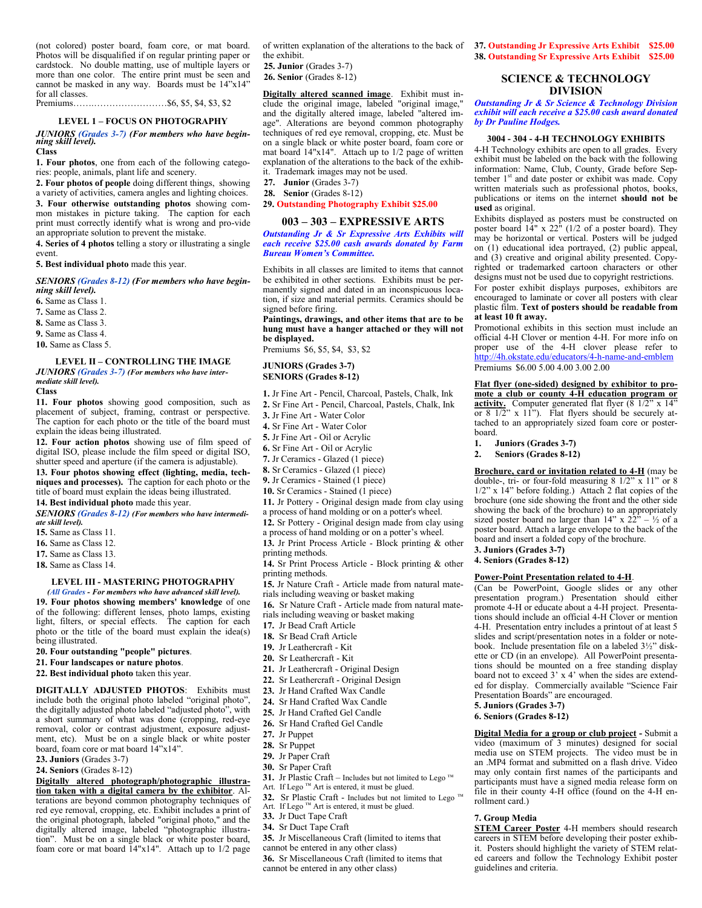(not colored) poster board, foam core, or mat board. Photos will be disqualified if on regular printing paper or cardstock. No double matting, use of multiple layers or more than one color. The entire print must be seen and cannot be masked in any way. Boards must be 14"x14" for all classes.

Premiums…….…………………….$6, $5, $4, $3, $2

### LEVEL 1 – FOCUS ON PHOTOGRAPHY

***JUNIORS (Grades 3-7) (For members who have beginning skill level).***

**Class**

**1. Four photos**, one from each of the following categories: people, animals, plant life and scenery.

**2. Four photos of people** doing different things, showing a variety of activities, camera angles and lighting choices.

**3. Four otherwise outstanding photos** showing common mistakes in picture taking. The caption for each print must correctly identify what is wrong and provide an appropriate solution to prevent the mistake.

**4. Series of 4 photos** telling a story or illustrating a single event.

**5. Best individual photo** made this year.

***SENIORS (Grades 8-12) (For members who have beginning skill level).***

**6.** Same as Class 1.
**7.** Same as Class 2.
**8.** Same as Class 3.
**9.** Same as Class 4.
**10.** Same as Class 5.

### LEVEL II – CONTROLLING THE IMAGE

***JUNIORS (Grades 3-7) (For members who have intermediate skill level).***

**Class**

**11. Four photos** showing good composition, such as placement of subject, framing, contrast or perspective. The caption for each photo or the title of the board must explain the ideas being illustrated.

**12. Four action photos** showing use of film speed of digital ISO, please include the film speed or digital ISO, shutter speed and aperture (if the camera is adjustable).

**13. Four photos showing effect (lighting, media, techniques and processes).** The caption for each photo or the title of board must explain the ideas being illustrated.

**14. Best individual photo** made this year.

***SENIORS (Grades 8-12) (For members who have intermediate skill level).***

**15.** Same as Class 11.
**16.** Same as Class 12.
**17.** Same as Class 13.
**18.** Same as Class 14.

### LEVEL III - MASTERING PHOTOGRAPHY

***(All Grades - For members who have advanced skill level).***

**19. Four photos showing members' knowledge** of one of the following: different lenses, photo lamps, existing light, filters, or special effects. The caption for each photo or the title of the board must explain the idea(s) being illustrated.

**20. Four outstanding "people" pictures**.

**21. Four landscapes or nature photos**.

**22. Best individual photo** taken this year.

**DIGITALLY ADJUSTED PHOTOS**: Exhibits must include both the original photo labeled "original photo", the digitally adjusted photo labeled "adjusted photo", with a short summary of what was done (cropping, red-eye removal, color or contrast adjustment, exposure adjustment, etc). Must be on a single black or white poster board, foam core or mat board 14"x14".

**23. Juniors** (Grades 3-7)
**24. Seniors** (Grades 8-12)

**Digitally altered photograph/photographic illustration taken with a digital camera by the exhibitor**. Alterations are beyond common photography techniques of red eye removal, cropping, etc. Exhibit includes a print of the original photograph, labeled "original photo," and the digitally altered image, labeled "photographic illustration". Must be on a single black or white poster board, foam core or mat board 14"x14". Attach up to 1/2 page of written explanation of the alterations to the back of the exhibit.

**25. Junior** (Grades 3-7)
**26. Senior** (Grades 8-12)

**Digitally altered scanned image**. Exhibit must include the original image, labeled "original image," and the digitally altered image, labeled "altered image". Alterations are beyond common photography techniques of red eye removal, cropping, etc. Must be on a single black or white poster board, foam core or mat board 14"x14". Attach up to 1/2 page of written explanation of the alterations to the back of the exhibit. Trademark images may not be used.

**27. Junior** (Grades 3-7)
**28. Senior** (Grades 8-12)
**29. Outstanding Photography Exhibit $25.00**

## 003 – 303 – EXPRESSIVE ARTS

***Outstanding Jr & Sr Expressive Arts Exhibits will each receive $25.00 cash awards donated by Farm Bureau Women's Committee.***

Exhibits in all classes are limited to items that cannot be exhibited in other sections. Exhibits must be permanently signed and dated in an inconspicuous location, if size and material permits. Ceramics should be signed before firing.

**Paintings, drawings, and other items that are to be hung must have a hanger attached or they will not be displayed.**

Premiums $6, $5, $4, $3, $2

**JUNIORS (Grades 3-7)**
**SENIORS (Grades 8-12)**

**1.** Jr Fine Art - Pencil, Charcoal, Pastels, Chalk, Ink
**2.** Sr Fine Art - Pencil, Charcoal, Pastels, Chalk, Ink
**3.** Jr Fine Art - Water Color
**4.** Sr Fine Art - Water Color
**5.** Jr Fine Art - Oil or Acrylic
**6.** Sr Fine Art - Oil or Acrylic
**7.** Jr Ceramics - Glazed (1 piece)
**8.** Sr Ceramics - Glazed (1 piece)
**9.** Jr Ceramics - Stained (1 piece)
**10.** Sr Ceramics - Stained (1 piece)
**11.** Jr Pottery - Original design made from clay using a process of hand molding or on a potter's wheel.
**12.** Sr Pottery - Original design made from clay using a process of hand molding or on a potter's wheel.
**13.** Jr Print Process Article - Block printing & other printing methods.
**14.** Sr Print Process Article - Block printing & other printing methods.
**15.** Jr Nature Craft - Article made from natural materials including weaving or basket making
**16.** Sr Nature Craft - Article made from natural materials including weaving or basket making
**17.** Jr Bead Craft Article
**18.** Sr Bead Craft Article
**19.** Jr Leathercraft - Kit
**20.** Sr Leathercraft - Kit
**21.** Jr Leathercraft - Original Design
**22.** Sr Leathercraft - Original Design
**23.** Jr Hand Crafted Wax Candle
**24.** Sr Hand Crafted Wax Candle
**25.** Jr Hand Crafted Gel Candle
**26.** Sr Hand Crafted Gel Candle
**27.** Jr Puppet
**28.** Sr Puppet
**29.** Jr Paper Craft
**30.** Sr Paper Craft
**31.** Jr Plastic Craft – Includes but not limited to Lego ™ Art. If Lego ™ Art is entered, it must be glued.
**32.** Sr Plastic Craft - Includes but not limited to Lego ™ Art. If Lego ™ Art is entered, it must be glued.
**33.** Jr Duct Tape Craft
**34.** Sr Duct Tape Craft
**35.** Jr Miscellaneous Craft (limited to items that cannot be entered in any other class)
**36.** Sr Miscellaneous Craft (limited to items that cannot be entered in any other class)
**37. Outstanding Jr Expressive Arts Exhibit $25.00**
**38. Outstanding Sr Expressive Arts Exhibit $25.00**

## SCIENCE & TECHNOLOGY DIVISION

***Outstanding Jr & Sr Science & Technology Division exhibit will each receive a $25.00 cash award donated by Dr Pauline Hodges.***

### 3004 - 304 - 4-H TECHNOLOGY EXHIBITS

4-H Technology exhibits are open to all grades. Every exhibit must be labeled on the back with the following information: Name, Club, County, Grade before September 1st and date poster or exhibit was made. Copy written materials such as professional photos, books, publications or items on the internet **should not be used** as original.

Exhibits displayed as posters must be constructed on poster board 14" x 22" (1/2 of a poster board). They may be horizontal or vertical. Posters will be judged on (1) educational idea portrayed, (2) public appeal, and (3) creative and original ability presented. Copyrighted or trademarked cartoon characters or other designs must not be used due to copyright restrictions.

For poster exhibit displays purposes, exhibitors are encouraged to laminate or cover all posters with clear plastic film. **Text of posters should be readable from at least 10 ft away.**

Promotional exhibits in this section must include an official 4-H Clover or mention 4-H. For more info on proper use of the 4-H clover please refer to http://4h.okstate.edu/educators/4-h-name-and-emblem

Premiums $6.00 5.00 4.00 3.00 2.00

**Flat flyer (one-sided) designed by exhibitor to promote a club or county 4-H education program or activity.** Computer generated flat flyer (8 1/2" x 14" or 8 1/2" x 11"). Flat flyers should be securely attached to an appropriately sized foam core or posterboard.

**1. Juniors (Grades 3-7)**
**2. Seniors (Grades 8-12)**

**Brochure, card or invitation related to 4-H** (may be double-, tri- or four-fold measuring 8 1/2" x 11" or 8 1/2" x 14" before folding.) Attach 2 flat copies of the brochure (one side showing the front and the other side showing the back of the brochure) to an appropriately sized poster board no larger than 14" x 22" – ½ of a poster board. Attach a large envelope to the back of the board and insert a folded copy of the brochure.

**3. Juniors (Grades 3-7)**
**4. Seniors (Grades 8-12)**

**Power-Point Presentation related to 4-H**.

(Can be PowerPoint, Google slides or any other presentation program.) Presentation should either promote 4-H or educate about a 4-H project. Presentations should include an official 4-H Clover or mention 4-H. Presentation entry includes a printout of at least 5 slides and script/presentation notes in a folder or notebook. Include presentation file on a labeled 3½" diskette or CD (in an envelope). All PowerPoint presentations should be mounted on a free standing display board not to exceed 3' x 4' when the sides are extended for display. Commercially available "Science Fair Presentation Boards" are encouraged.

**5. Juniors (Grades 3-7)**
**6. Seniors (Grades 8-12)**

**Digital Media for a group or club project -** Submit a video (maximum of 3 minutes) designed for social media use on STEM projects. The video must be in an .MP4 format and submitted on a flash drive. Video may only contain first names of the participants and participants must have a signed media release form on file in their county 4-H office (found on the 4-H enrollment card.)

**7. Group Media**

**STEM Career Poster** 4-H members should research careers in STEM before developing their poster exhibit. Posters should highlight the variety of STEM related careers and follow the Technology Exhibit poster guidelines and criteria.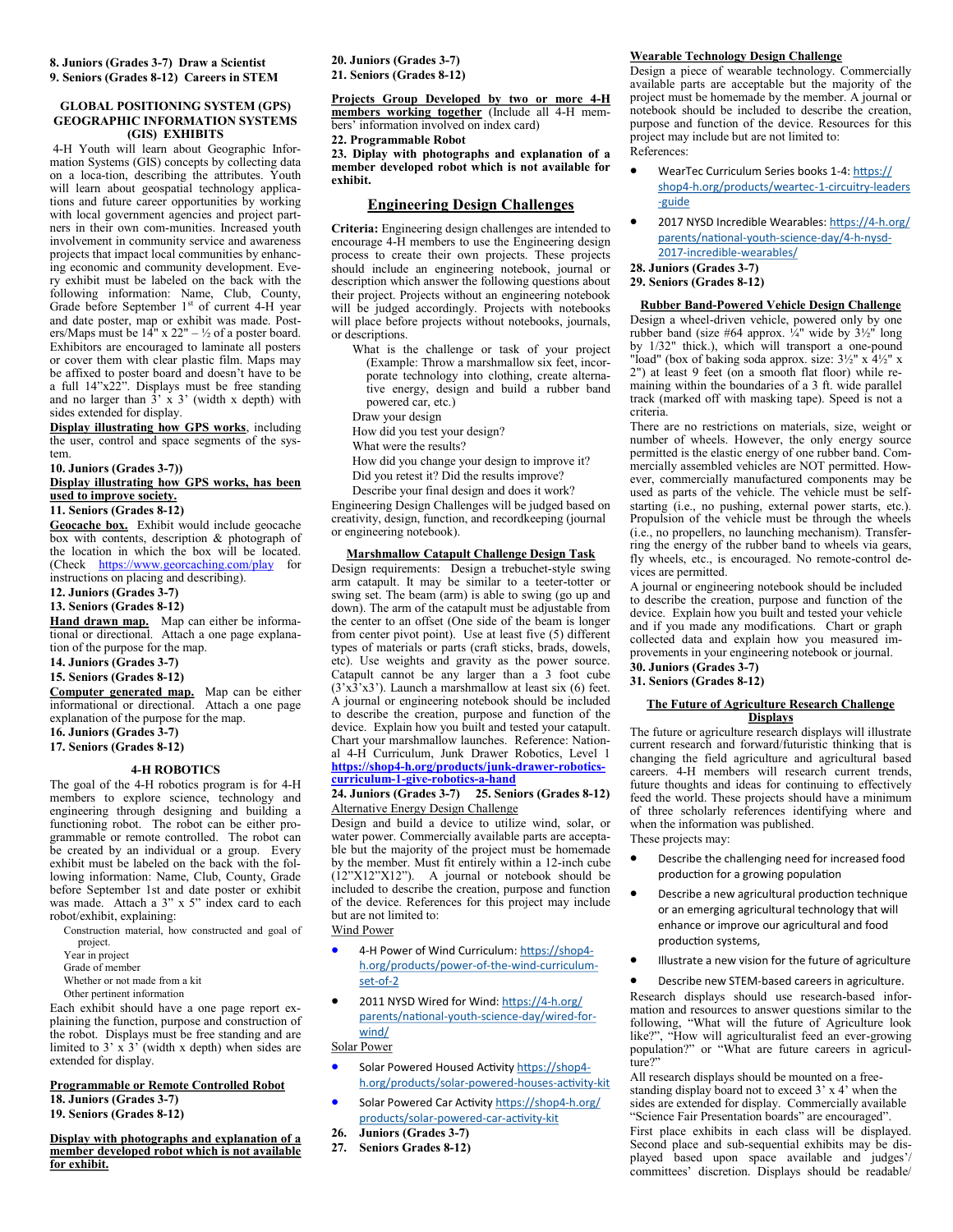**8. Juniors (Grades 3-7) Draw a Scientist**
**9. Seniors (Grades 8-12) Careers in STEM**

## GLOBAL POSITIONING SYSTEM (GPS) GEOGRAPHIC INFORMATION SYSTEMS (GIS) EXHIBITS

4-H Youth will learn about Geographic Information Systems (GIS) concepts by collecting data on a location, describing the attributes. Youth will learn about geospatial technology applications and future career opportunities by working with local government agencies and project partners in their own communities. Increased youth involvement in community service and awareness projects that impact local communities by enhancing economic and community development. Every exhibit must be labeled on the back with the following information: Name, Club, County, Grade before September 1st of current 4-H year and date poster, map or exhibit was made. Posters/Maps must be 14" x 22" – ½ of a poster board. Exhibitors are encouraged to laminate all posters or cover them with clear plastic film. Maps may be affixed to poster board and doesn't have to be a full 14"x22". Displays must be free standing and no larger than 3' x 3' (width x depth) with sides extended for display.

**Display illustrating how GPS works**, including the user, control and space segments of the system.

**10. Juniors (Grades 3-7))**

**Display illustrating how GPS works, has been used to improve society.**

**11. Seniors (Grades 8-12)**

**Geocache box.** Exhibit would include geocache box with contents, description & photograph of the location in which the box will be located. (Check https://www.georcaching.com/play for instructions on placing and describing).

**12. Juniors (Grades 3-7)**
**13. Seniors (Grades 8-12)**

**Hand drawn map.** Map can either be informational or directional. Attach a one page explanation of the purpose for the map.

**14. Juniors (Grades 3-7)**
**15. Seniors (Grades 8-12)**

**Computer generated map.** Map can be either informational or directional. Attach a one page explanation of the purpose for the map.

**16. Juniors (Grades 3-7)**
**17. Seniors (Grades 8-12)**

## 4-H ROBOTICS

The goal of the 4-H robotics program is for 4-H members to explore science, technology and engineering through designing and building a functioning robot. The robot can be either programmable or remote controlled. The robot can be created by an individual or a group. Every exhibit must be labeled on the back with the following information: Name, Club, County, Grade before September 1st and date poster or exhibit was made. Attach a 3" x 5" index card to each robot/exhibit, explaining:

- Construction material, how constructed and goal of project.
- Year in project
- Grade of member
- Whether or not made from a kit
- Other pertinent information

Each exhibit should have a one page report explaining the function, purpose and construction of the robot. Displays must be free standing and are limited to 3' x 3' (width x depth) when sides are extended for display.

**Programmable or Remote Controlled Robot**
**18. Juniors (Grades 3-7)**
**19. Seniors (Grades 8-12)**

**Display with photographs and explanation of a member developed robot which is not available for exhibit.**
**20. Juniors (Grades 3-7)**
**21. Seniors (Grades 8-12)**

**Projects Group Developed by two or more 4-H members working together** (Include all 4-H members' information involved on index card)

**22. Programmable Robot**
**23. Diplay with photographs and explanation of a member developed robot which is not available for exhibit.**

## Engineering Design Challenges

**Criteria:** Engineering design challenges are intended to encourage 4-H members to use the Engineering design process to create their own projects. These projects should include an engineering notebook, journal or description which answer the following questions about their project. Projects without an engineering notebook will be judged accordingly. Projects with notebooks will place before projects without notebooks, journals, or descriptions.

- What is the challenge or task of your project (Example: Throw a marshmallow six feet, incorporate technology into clothing, create alternative energy, design and build a rubber band powered car, etc.)
- Draw your design
- How did you test your design?
- What were the results?
- How did you change your design to improve it?
- Did you retest it? Did the results improve?
- Describe your final design and does it work?

Engineering Design Challenges will be judged based on creativity, design, function, and recordkeeping (journal or engineering notebook).

**Marshmallow Catapult Challenge Design Task**

Design requirements: Design a trebuchet-style swing arm catapult. It may be similar to a teeter-totter or swing set. The beam (arm) is able to swing (go up and down). The arm of the catapult must be adjustable from the center to an offset (One side of the beam is longer from center pivot point). Use at least five (5) different types of materials or parts (craft sticks, brads, dowels, etc). Use weights and gravity as the power source. Catapult cannot be any larger than a 3 foot cube (3'x3'x3'). Launch a marshmallow at least six (6) feet. A journal or engineering notebook should be included to describe the creation, purpose and function of the device. Explain how you built and tested your catapult. Chart your marshmallow launches. Reference: National 4-H Curriculum, Junk Drawer Robotics, Level 1 **https://shop4-h.org/products/junk-drawer-robotics-curriculum-1-give-robotics-a-hand**

**24. Juniors (Grades 3-7) 25. Seniors (Grades 8-12)**

Alternative Energy Design Challenge

Design and build a device to utilize wind, solar, or water power. Commercially available parts are acceptable but the majority of the project must be homemade by the member. Must fit entirely within a 12-inch cube (12"X12"X12"). A journal or notebook should be included to describe the creation, purpose and function of the device. References for this project may include but are not limited to:

Wind Power

- 4-H Power of Wind Curriculum: https://shop4-h.org/products/power-of-the-wind-curriculum-set-of-2
- 2011 NYSD Wired for Wind: https://4-h.org/parents/national-youth-science-day/wired-for-wind/

Solar Power

- Solar Powered Housed Activity https://shop4-h.org/products/solar-powered-houses-activity-kit
- Solar Powered Car Activity https://shop4-h.org/products/solar-powered-car-activity-kit

**26. Juniors (Grades 3-7)**
**27. Seniors Grades 8-12)**

**Wearable Technology Design Challenge**

Design a piece of wearable technology. Commercially available parts are acceptable but the majority of the project must be homemade by the member. A journal or notebook should be included to describe the creation, purpose and function of the device. Resources for this project may include but are not limited to:

References:

- WearTec Curriculum Series books 1-4: https://shop4-h.org/products/weartec-1-circuitry-leaders-guide
- 2017 NYSD Incredible Wearables: https://4-h.org/parents/national-youth-science-day/4-h-nysd-2017-incredible-wearables/

**28. Juniors (Grades 3-7)**
**29. Seniors (Grades 8-12)**

**Rubber Band-Powered Vehicle Design Challenge**

Design a wheel-driven vehicle, powered only by one rubber band (size #64 approx. ¼" wide by 3½" long by 1/32" thick.), which will transport a one-pound "load" (box of baking soda approx. size: 3½" x 4½" x 2") at least 9 feet (on a smooth flat floor) while remaining within the boundaries of a 3 ft. wide parallel track (marked off with masking tape). Speed is not a criteria.

There are no restrictions on materials, size, weight or number of wheels. However, the only energy source permitted is the elastic energy of one rubber band. Commercially assembled vehicles are NOT permitted. However, commercially manufactured components may be used as parts of the vehicle. The vehicle must be self-starting (i.e., no pushing, external power starts, etc.). Propulsion of the vehicle must be through the wheels (i.e., no propellers, no launching mechanism). Transferring the energy of the rubber band to wheels via gears, fly wheels, etc., is encouraged. No remote-control devices are permitted.

A journal or engineering notebook should be included to describe the creation, purpose and function of the device. Explain how you built and tested your vehicle and if you made any modifications. Chart or graph collected data and explain how you measured improvements in your engineering notebook or journal.

**30. Juniors (Grades 3-7)**
**31. Seniors (Grades 8-12)**

**The Future of Agriculture Research Challenge Displays**

The future or agriculture research displays will illustrate current research and forward/futuristic thinking that is changing the field agriculture and agricultural based careers. 4-H members will research current trends, future thoughts and ideas for continuing to effectively feed the world. These projects should have a minimum of three scholarly references identifying where and when the information was published.

These projects may:

- Describe the challenging need for increased food production for a growing population
- Describe a new agricultural production technique or an emerging agricultural technology that will enhance or improve our agricultural and food production systems,
- Illustrate a new vision for the future of agriculture
- Describe new STEM-based careers in agriculture.

Research displays should use research-based information and resources to answer questions similar to the following, "What will the future of Agriculture look like?", "How will agriculturalist feed an ever-growing population?" or "What are future careers in agriculture?"

All research displays should be mounted on a free-standing display board not to exceed 3' x 4' when the sides are extended for display. Commercially available "Science Fair Presentation boards" are encouraged".

First place exhibits in each class will be displayed. Second place and sub-sequential exhibits may be displayed based upon space available and judges'/committees' discretion. Displays should be readable/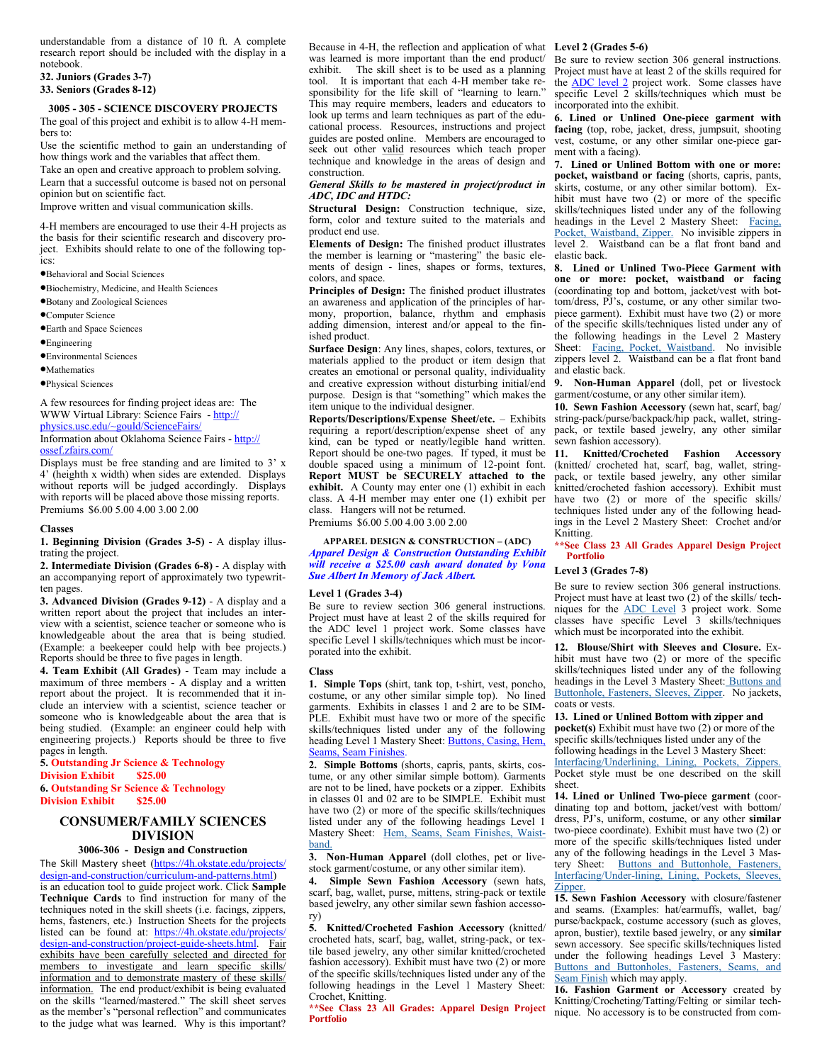understandable from a distance of 10 ft. A complete research report should be included with the display in a notebook.

**32. Juniors (Grades 3-7)**
**33. Seniors (Grades 8-12)**

### 3005 - 305 - SCIENCE DISCOVERY PROJECTS

The goal of this project and exhibit is to allow 4-H members to:

Use the scientific method to gain an understanding of how things work and the variables that affect them.

Take an open and creative approach to problem solving.

Learn that a successful outcome is based not on personal opinion but on scientific fact.

Improve written and visual communication skills.

4-H members are encouraged to use their 4-H projects as the basis for their scientific research and discovery project. Exhibits should relate to one of the following topics:

- Behavioral and Social Sciences
- Biochemistry, Medicine, and Health Sciences
- Botany and Zoological Sciences
- Computer Science
- Earth and Space Sciences
- Engineering
- Environmental Sciences
- Mathematics
- Physical Sciences

A few resources for finding project ideas are: The WWW Virtual Library: Science Fairs - http://physics.usc.edu/~gould/ScienceFairs/

Information about Oklahoma Science Fairs - http://ossef.zfairs.com/

Displays must be free standing and are limited to 3' x 4' (heighth x width) when sides are extended. Displays without reports will be judged accordingly. Displays with reports will be placed above those missing reports.

Premiums $6.00 5.00 4.00 3.00 2.00

**Classes**

**1. Beginning Division (Grades 3-5)** - A display illustrating the project.

**2. Intermediate Division (Grades 6-8)** - A display with an accompanying report of approximately two typewritten pages.

**3. Advanced Division (Grades 9-12)** - A display and a written report about the project that includes an interview with a scientist, science teacher or someone who is knowledgeable about the area that is being studied. (Example: a beekeeper could help with bee projects.) Reports should be three to five pages in length.

**4. Team Exhibit (All Grades)** - Team may include a maximum of three members - A display and a written report about the project. It is recommended that it include an interview with a scientist, science teacher or someone who is knowledgeable about the area that is being studied. (Example: an engineer could help with engineering projects.) Reports should be three to five pages in length.

**5. Outstanding Jr Science & Technology Division Exhibit $25.00**

**6. Outstanding Sr Science & Technology Division Exhibit $25.00**

## CONSUMER/FAMILY SCIENCES DIVISION

### 3006-306 - Design and Construction

The Skill Mastery sheet (https://4h.okstate.edu/projects/design-and-construction/curriculum-and-patterns.html) is an education tool to guide project work. Click **Sample Technique Cards** to find instruction for many of the techniques noted in the skill sheets (i.e. facings, zippers, hems, fasteners, etc.) Instruction Sheets for the projects listed can be found at: https://4h.okstate.edu/projects/design-and-construction/project-guide-sheets.html. Fair exhibits have been carefully selected and directed for members to investigate and learn specific skills/information and to demonstrate mastery of these skills/information. The end product/exhibit is being evaluated on the skills "learned/mastered." The skill sheet serves as the member's "personal reflection" and communicates to the judge what was learned. Why is this important? Because in 4-H, the reflection and application of what was learned is more important than the end product/exhibit. The skill sheet is to be used as a planning tool. It is important that each 4-H member take responsibility for the life skill of "learning to learn." This may require members, leaders and educators to look up terms and learn techniques as part of the educational process. Resources, instructions and project guides are posted online. Members are encouraged to seek out other valid resources which teach proper technique and knowledge in the areas of design and construction.

***General Skills to be mastered in project/product in ADC, IDC and HTDC:***

**Structural Design:** Construction technique, size, form, color and texture suited to the materials and product end use.

**Elements of Design:** The finished product illustrates the member is learning or "mastering" the basic elements of design - lines, shapes or forms, textures, colors, and space.

**Principles of Design:** The finished product illustrates an awareness and application of the principles of harmony, proportion, balance, rhythm and emphasis adding dimension, interest and/or appeal to the finished product.

**Surface Design**: Any lines, shapes, colors, textures, or materials applied to the product or item design that creates an emotional or personal quality, individuality and creative expression without disturbing initial/end purpose. Design is that "something" which makes the item unique to the individual designer.

**Reports/Descriptions/Expense Sheet/etc.** – Exhibits requiring a report/description/expense sheet of any kind, can be typed or neatly/legible hand written. Report should be one-two pages. If typed, it must be double spaced using a minimum of 12-point font. **Report MUST be SECURELY attached to the exhibit.** A County may enter one (1) exhibit in each class. A 4-H member may enter one (1) exhibit per class. Hangers will not be returned.

Premiums $6.00 5.00 4.00 3.00 2.00

#### APPAREL DESIGN & CONSTRUCTION – (ADC)

***Apparel Design & Construction Outstanding Exhibit will receive a $25.00 cash award donated by Vona Sue Albert In Memory of Jack Albert.***

**Level 1 (Grades 3-4)**

Be sure to review section 306 general instructions. Project must have at least 2 of the skills required for the ADC level 1 project work. Some classes have specific Level 1 skills/techniques which must be incorporated into the exhibit.

**Class**

**1. Simple Tops** (shirt, tank top, t-shirt, vest, poncho, costume, or any other similar simple top). No lined garments. Exhibits in classes 1 and 2 are to be SIMPLE. Exhibit must have two or more of the specific skills/techniques listed under any of the following heading Level 1 Mastery Sheet: Buttons, Casing, Hem, Seams, Seam Finishes.

**2. Simple Bottoms** (shorts, capris, pants, skirts, costume, or any other similar simple bottom). Garments are not to be lined, have pockets or a zipper. Exhibits in classes 01 and 02 are to be SIMPLE. Exhibit must have two (2) or more of the specific skills/techniques listed under any of the following headings Level 1 Mastery Sheet: Hem, Seams, Seam Finishes, Waistband.

**3. Non-Human Apparel** (doll clothes, pet or livestock garment/costume, or any other similar item).

**4. Simple Sewn Fashion Accessory** (sewn hats, scarf, bag, wallet, purse, mittens, string-pack or textile based jewelry, any other similar sewn fashion accessory).

**5. Knitted/Crocheted Fashion Accessory** (knitted/crocheted hats, scarf, bag, wallet, string-pack, or textile based jewelry, any other similar knitted/crocheted fashion accessory). Exhibit must have two (2) or more of the specific skills/techniques listed under any of the following headings in the Level 1 Mastery Sheet: Crochet, Knitting.

****See Class 23 All Grades: Apparel Design Project Portfolio**

**Level 2 (Grades 5-6)**

Be sure to review section 306 general instructions. Project must have at least 2 of the skills required for the ADC level 2 project work. Some classes have specific Level 2 skills/techniques which must be incorporated into the exhibit.

**6. Lined or Unlined One-piece garment with facing** (top, robe, jacket, dress, jumpsuit, shooting vest, costume, or any other similar one-piece garment with a facing).

**7. Lined or Unlined Bottom with one or more: pocket, waistband or facing** (shorts, capris, pants, skirts, costume, or any other similar bottom). Exhibit must have two (2) or more of the specific skills/techniques listed under any of the following headings in the Level 2 Mastery Sheet: Facing, Pocket, Waistband, Zipper. No invisible zippers in level 2. Waistband can be a flat front band and elastic back.

**8. Lined or Unlined Two-Piece Garment with one or more: pocket, waistband or facing** (coordinating top and bottom, jacket/vest with bottom/dress, PJ's, costume, or any other similar two-piece garment). Exhibit must have two (2) or more of the specific skills/techniques listed under any of the following headings in the Level 2 Mastery Sheet: Facing, Pocket, Waistband. No invisible zippers level 2. Waistband can be a flat front band and elastic back.

**9. Non-Human Apparel** (doll, pet or livestock garment/costume, or any other similar item).

**10. Sewn Fashion Accessory** (sewn hat, scarf, bag/string-pack/purse/backpack/hip pack, wallet, string-pack, or textile based jewelry, any other similar sewn fashion accessory).

**11. Knitted/Crocheted Fashion Accessory** (knitted/ crocheted hat, scarf, bag, wallet, string-pack, or textile based jewelry, any other similar knitted/crocheted fashion accessory). Exhibit must have two (2) or more of the specific skills/techniques listed under any of the following headings in the Level 2 Mastery Sheet: Crochet and/or Knitting.

****See Class 23 All Grades Apparel Design Project Portfolio**

**Level 3 (Grades 7-8)**

Be sure to review section 306 general instructions. Project must have at least two (2) of the skills/techniques for the ADC Level 3 project work. Some classes have specific Level 3 skills/techniques which must be incorporated into the exhibit.

**12. Blouse/Shirt with Sleeves and Closure.** Exhibit must have two (2) or more of the specific skills/techniques listed under any of the following headings in the Level 3 Mastery Sheet: Buttons and Buttonhole, Fasteners, Sleeves, Zipper. No jackets, coats or vests.

**13. Lined or Unlined Bottom with zipper and pocket(s)** Exhibit must have two (2) or more of the specific skills/techniques listed under any of the following headings in the Level 3 Mastery Sheet: Interfacing/Underlining, Lining, Pockets, Zippers. Pocket style must be one described on the skill sheet.

**14. Lined or Unlined Two-piece garment** (coordinating top and bottom, jacket/vest with bottom/dress, PJ's, uniform, costume, or any other **similar** two-piece coordinate). Exhibit must have two (2) or more of the specific skills/techniques listed under any of the following headings in the Level 3 Mastery Sheet: Buttons and Buttonhole, Fasteners, Interfacing/Under-lining, Lining, Pockets, Sleeves, Zipper.

**15. Sewn Fashion Accessory** with closure/fastener and seams. (Examples: hat/earmuffs, wallet, bag/purse/backpack, costume accessory (such as gloves, apron, bustier), textile based jewelry, or any **similar** sewn accessory. See specific skills/techniques listed under the following headings Level 3 Mastery: Buttons and Buttonholes, Fasteners, Seams, and Seam Finish which may apply.

**16. Fashion Garment or Accessory** created by Knitting/Crocheting/Tatting/Felting or similar technique. No accessory is to be constructed from com-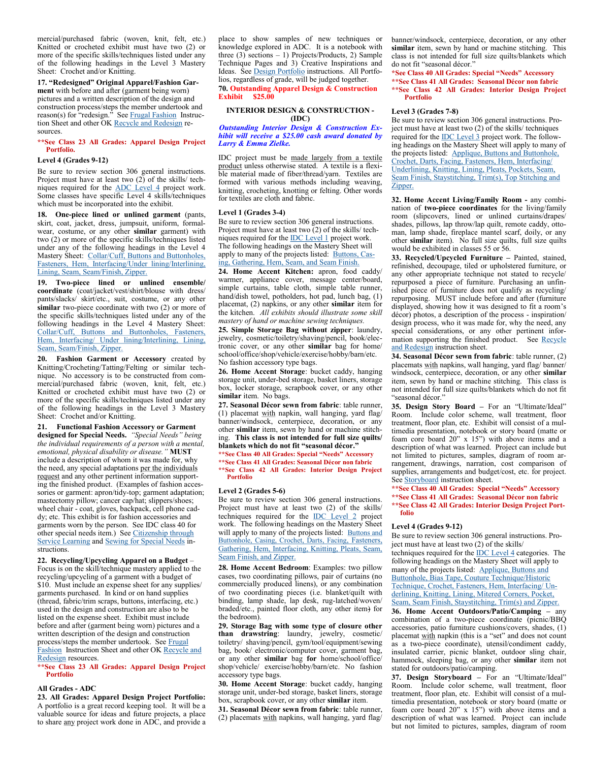mercial/purchased fabric (woven, knit, felt, etc.) Knitted or crocheted exhibit must have two (2) or more of the specific skills/techniques listed under any of the following headings in the Level 3 Mastery Sheet: Crochet and/or Knitting.

**17. "Redesigned" Original Apparel/Fashion Garment** with before and after (garment being worn) pictures and a written description of the design and construction process/steps the member undertook and reason(s) for "redesign." See Frugal Fashion Instruction Sheet and other OK Recycle and Redesign resources.

****See Class 23 All Grades: Apparel Design Project Portfolio.**

### Level 4 (Grades 9-12)

Be sure to review section 306 general instructions. Project must have at least two (2) of the skills/ techniques required for the ADC Level 4 project work. Some classes have specific Level 4 skills/techniques which must be incorporated into the exhibit.

**18. One-piece lined or unlined garment** (pants, skirt, coat, jacket, dress, jumpsuit, uniform, formalwear, costume, or any other **similar** garment) with two (2) or more of the specific skills/techniques listed under any of the following headings in the Level 4 Mastery Sheet: Collar/Cuff, Buttons and Buttonholes, Fasteners, Hem, Interfacing/Under lining/Interlining, Lining, Seam, Seam/Finish, Zipper.

**19. Two-piece lined or unlined ensemble/ coordinate** (coat/jacket/vest/shirt/blouse with dress/ pants/slacks/ skirt/etc., suit, costume, or any other **similar** two-piece coordinate with two (2) or more of the specific skills/techniques listed under any of the following headings in the Level 4 Mastery Sheet: Collar/Cuff, Buttons and Buttonholes, Fasteners, Hem, Interfacing/ Under lining/Interlining, Lining, Seam, Seam/Finish, Zipper.

**20. Fashion Garment or Accessory** created by Knitting/Crocheting/Tatting/Felting or similar technique. No accessory is to be constructed from commercial/purchased fabric (woven, knit, felt, etc.) Knitted or crocheted exhibit must have two (2) or more of the specific skills/techniques listed under any of the following headings in the Level 3 Mastery Sheet: Crochet and/or Knitting.

**21. Functional Fashion Accessory or Garment designed for Special Needs.** *"Special Needs" being the individual requirements of a person with a mental, emotional, physical disability or disease."* **MUST** include a description of whom it was made for, why the need, any special adaptations per the individuals request and any other pertinent information supporting the finished product. (Examples of fashion accessories or garment: apron/tidy-top; garment adaptation; mastectomy pillow; cancer cap/hat; slippers/shoes; wheel chair - coat, gloves, backpack, cell phone caddy; etc. This exhibit is for fashion accessories and garments worn by the person. See IDC class 40 for other special needs item.) See Citizenship through Service Learning and Sewing for Special Needs instructions.

**22. Recycling/Upcycling Apparel on a Budget** – Focus is on the skill/technique mastery applied to the recycling/upcycling of a garment with a budget of $10. Must include an expense sheet for any supplies/ garments purchased. In kind or on hand supplies (thread, fabric/trim scraps, buttons, interfacing, etc.) used in the design and construction are also to be listed on the expense sheet. Exhibit must include before and after (garment being worn) pictures and a written description of the design and construction process/steps the member undertook. See Frugal Fashion Instruction Sheet and other OK Recycle and Redesign resources.

****See Class 23 All Grades: Apparel Design Project Portfolio**

### All Grades - ADC

**23. All Grades: Apparel Design Project Portfolio:** A portfolio is a great record keeping tool. It will be a valuable source for ideas and future projects, a place to share any project work done in ADC, and provide a place to show samples of new techniques or knowledge explored in ADC. It is a notebook with three (3) sections – 1) Projects/Products, 2) Sample Technique Pages and 3) Creative Inspirations and Ideas. See Design Portfolio instructions. All Portfolios, regardless of grade, will be judged together.

**70. Outstanding Apparel Design & Construction Exhibit $25.00**

## INTERIOR DESIGN & CONSTRUCTION - (IDC)

***Outstanding Interior Design & Construction Exhibit will receive a $25.00 cash award donated by Larry & Emma Zielke.***

IDC project must be made largely from a textile product unless otherwise stated. A textile is a flexible material made of fiber/thread/yarn. Textiles are formed with various methods including weaving, knitting, crocheting, knotting or felting. Other words for textiles are cloth and fabric.

### Level 1 (Grades 3-4)

Be sure to review section 306 general instructions. Project must have at least two (2) of the skills/ techniques required for the IDC Level 1 project work. The following headings on the Mastery Sheet will apply to many of the projects listed: Buttons, Casing, Gathering, Hem, Seam, and Seam Finish.

**24. Home Accent Kitchen:** apron, food caddy/ warmer, appliance cover, message center/board, simple curtains, table cloth, simple table runner, hand/dish towel, potholders, hot pad, lunch bag, (1) placemat, (2) napkins, or any other **similar** item for the kitchen. *All exhibits should illustrate some skill mastery of hand or machine sewing techniques.*

**25. Simple Storage Bag without zipper**: laundry, jewelry, cosmetic/toiletry/shaving/pencil, book/electronic cover, or any other **similar** bag for home/ school/office/shop/vehicle/exercise/hobby/barn/etc. No fashion accessory type bags.

**26. Home Accent Storage**: bucket caddy, hanging storage unit, under-bed storage, basket liners, storage box, locker storage, scrapbook cover, or any other **similar** item. No bags.

**27. Seasonal Décor sewn from fabric**: table runner, (1) placemat with napkin, wall hanging, yard flag/ banner/windsock, centerpiece, decoration, or any other **similar** item, sewn by hand or machine stitching. **This class is not intended for full size quilts/ blankets which do not fit "seasonal décor."**

****See Class 40 All Grades: Special "Needs" Accessory**
****See Class 41 All Grades: Seasonal Décor non fabric**
****See Class 42 All Grades: Interior Design Project Portfolio**

### Level 2 (Grades 5-6)

Be sure to review section 306 general instructions. Project must have at least two (2) of the skills/ techniques required for the IDC Level 2 project work. The following headings on the Mastery Sheet will apply to many of the projects listed: Buttons and Buttonhole, Casing, Crochet, Darts, Facing, Fasteners, Gathering, Hem, Interfacing, Knitting, Pleats, Seam, Seam Finish, and Zipper.

**28. Home Accent Bedroom**: Examples: two pillow cases, two coordinating pillows, pair of curtains (no commercially produced linens), or any combination of two coordinating pieces (i.e. blanket/quilt with binding, lamp shade, lap desk, rug-latched/woven/ braded/etc., painted floor cloth, any other item) for the bedroom).

**29. Storage Bag with some type of closure other than drawstring**: laundry, jewelry, cosmetic/ toiletry/ shaving/pencil, gym/tool/equipment/sewing bag, book/ electronic/computer cover, garment bag, or any other **similar** bag **for** home/school/office/ shop/vehicle/ exercise/hobby/barn/etc. No fashion accessory type bags.

**30. Home Accent Storage**: bucket caddy, hanging storage unit, under-bed storage, basket liners, storage box, scrapbook cover, or any other **similar** item.

**31. Seasonal Décor sewn from fabric**: table runner, (2) placemats with napkins, wall hanging, yard flag/ banner/windsock, centerpiece, decoration, or any other **similar** item, sewn by hand or machine stitching. This class is not intended for full size quilts/blankets which do not fit "seasonal décor."

***See Class 40 All Grades: Special "Needs" Accessory**
****See Class 41 All Grades: Seasonal Décor non fabric**
****See Class 42 All Grades: Interior Design Project Portfolio**

### Level 3 (Grades 7-8)

Be sure to review section 306 general instructions. Project must have at least two (2) of the skills/ techniques required for the IDC Level 3 project work. The following headings on the Mastery Sheet will apply to many of the projects listed: Applique, Buttons and Buttonhole, Crochet, Darts, Facing, Fasteners, Hem, Interfacing/ Underlining, Knitting, Lining, Pleats, Pockets, Seam, Seam Finish, Staystitching, Trim(s), Top Stitching and Zipper.

**32. Home Accent Living/Family Room** - any combination of **two-piece coordinates** for the living/family room (slipcovers, lined or unlined curtains/drapes/ shades, pillows, lap throw/lap quilt, remote caddy, ottoman, lamp shade, fireplace mantel scarf, doily, or any other **similar** item). No full size quilts, full size quilts would be exhibited in classes 55 or 56.

**33. Recycled/Upcycled Furniture** – Painted, stained, refinished, decoupage, tiled or upholstered furniture, or any other appropriate technique not stated to recycle/ repurposed a piece of furniture. Purchasing an unfinished piece of furniture does not qualify as recycling/ repurposing. MUST include before and after (furniture displayed, showing how it was designed to fit a room's décor) photos, a description of the process - inspiration/ design process, who it was made for, why the need, any special considerations, or any other pertinent information supporting the finished product. See Recycle and Redesign instruction sheet.

**34. Seasonal Décor sewn from fabric**: table runner, (2) placemats with napkins, wall hanging, yard flag/ banner/ windsock, centerpiece, decoration, or any other **similar** item, sewn by hand or machine stitching. This class is not intended for full size quilts/blankets which do not fit "seasonal décor."

**35. Design Story Board** – For an "Ultimate/Ideal" Room. Include color scheme, wall treatment, floor treatment, floor plan, etc. Exhibit will consist of a multimedia presentation, notebook or story board (matte or foam core board 20" x 15") with above items and a description of what was learned. Project can include but not limited to pictures, samples, diagram of room arrangement, drawings, narration, cost comparison of supplies, arrangements and budget/cost, etc. for project. See Storyboard instruction sheet.

****See Class 40 All Grades: Special "Needs" Accessory**
****See Class 41 All Grades: Seasonal Décor non fabric**
****See Class 42 All Grades: Interior Design Project Portfolio**

### Level 4 (Grades 9-12)

Be sure to review section 306 general instructions. Project must have at least two (2) of the skills/ techniques required for the IDC Level 4 categories. The following headings on the Mastery Sheet will apply to many of the projects listed: Applique, Buttons and Buttonhole, Bias Tape, Couture Technique/Historic Technique, Crochet, Fasteners, Hem, Interfacing/ Underlining, Knitting, Lining, Mitered Corners, Pocket, Seam, Seam Finish, Staystitching, Trim(s) and Zipper.

**36. Home Accent Outdoors/Patio/Camping** – any combination of a two-piece coordinate (picnic/BBQ accessories, patio furniture cushions/covers, shades, (1) placemat with napkin (this is a "set" and does not count as a two-piece coordinate), utensil/condiment caddy, insulated carrier, picnic blanket, outdoor sling chair, hammock, sleeping bag, or any other **similar** item not stated for outdoors/patio/camping.

**37. Design Storyboard** – For an "Ultimate/Ideal" Room. Include color scheme, wall treatment, floor treatment, floor plan, etc. Exhibit will consist of a multimedia presentation, notebook or story board (matte or foam core board 20" x 15") with above items and a description of what was learned. Project can include but not limited to pictures, samples, diagram of room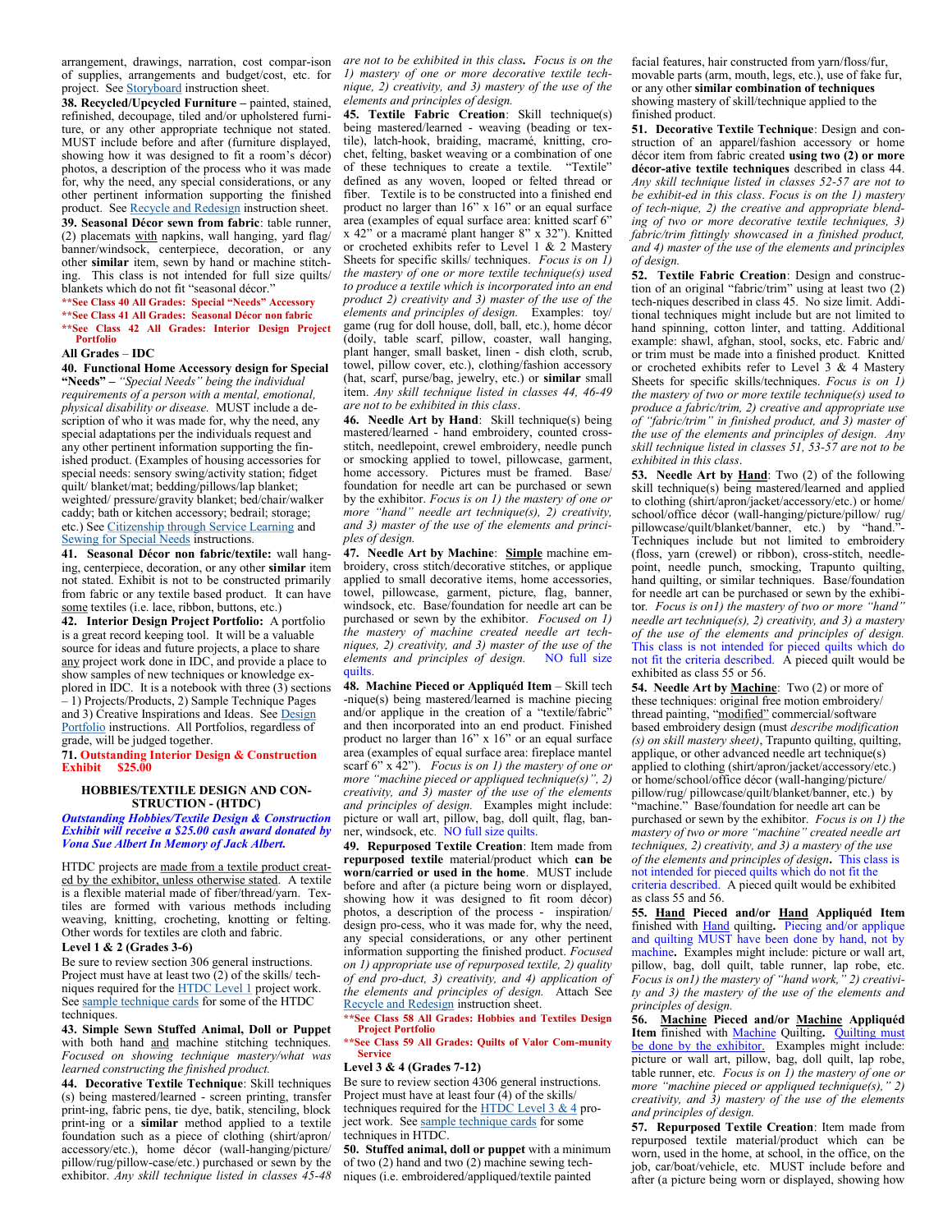arrangement, drawings, narration, cost compar-ison of supplies, arrangements and budget/cost, etc. for project. See Storyboard instruction sheet.

**38. Recycled/Upcycled Furniture –** painted, stained, refinished, decoupage, tiled and/or upholstered furniture, or any other appropriate technique not stated. MUST include before and after (furniture displayed, showing how it was designed to fit a room's décor) photos, a description of the process who it was made for, why the need, any special considerations, or any other pertinent information supporting the finished product. See Recycle and Redesign instruction sheet.

**39. Seasonal Décor sewn from fabric**: table runner, (2) placemats with napkins, wall hanging, yard flag/ banner/windsock, centerpiece, decoration, or any other **similar** item, sewn by hand or machine stitching. This class is not intended for full size quilts/ blankets which do not fit "seasonal décor."

**\*\*See Class 40 All Grades: Special "Needs" Accessory**
**\*\*See Class 41 All Grades: Seasonal Décor non fabric**
**\*\*See Class 42 All Grades: Interior Design Project Portfolio**

**All Grades – IDC**

**40. Functional Home Accessory design for Special "Needs" –** *"Special Needs" being the individual requirements of a person with a mental, emotional, physical disability or disease.* MUST include a description of who it was made for, why the need, any special adaptations per the individuals request and any other pertinent information supporting the finished product. (Examples of housing accessories for special needs: sensory swing/activity station; fidget quilt/ blanket/mat; bedding/pillows/lap blanket; weighted/ pressure/gravity blanket; bed/chair/walker caddy; bath or kitchen accessory; bedrail; storage; etc.) See Citizenship through Service Learning and Sewing for Special Needs instructions.

**41. Seasonal Décor non fabric/textile:** wall hanging, centerpiece, decoration, or any other **similar** item not stated. Exhibit is not to be constructed primarily from fabric or any textile based product. It can have some textiles (i.e. lace, ribbon, buttons, etc.)

**42. Interior Design Project Portfolio:** A portfolio is a great record keeping tool. It will be a valuable source for ideas and future projects, a place to share any project work done in IDC, and provide a place to show samples of new techniques or knowledge explored in IDC. It is a notebook with three (3) sections – 1) Projects/Products, 2) Sample Technique Pages and 3) Creative Inspirations and Ideas. See Design Portfolio instructions. All Portfolios, regardless of grade, will be judged together.

**71. Outstanding Interior Design & Construction Exhibit $25.00**

## HOBBIES/TEXTILE DESIGN AND CONSTRUCTION - (HTDC)

***Outstanding Hobbies/Textile Design & Construction Exhibit will receive a $25.00 cash award donated by Vona Sue Albert In Memory of Jack Albert.***

HTDC projects are made from a textile product created by the exhibitor, unless otherwise stated. A textile is a flexible material made of fiber/thread/yarn. Textiles are formed with various methods including weaving, knitting, crocheting, knotting or felting. Other words for textiles are cloth and fabric.

**Level 1 & 2 (Grades 3-6)**

Be sure to review section 306 general instructions. Project must have at least two (2) of the skills/ techniques required for the HTDC Level 1 project work. See sample technique cards for some of the HTDC techniques.

**43. Simple Sewn Stuffed Animal, Doll or Puppet** with both hand and machine stitching techniques. *Focused on showing technique mastery/what was learned constructing the finished product.*

**44. Decorative Textile Technique**: Skill techniques (s) being mastered/learned - screen printing, transfer print-ing, fabric pens, tie dye, batik, stenciling, block print-ing or a **similar** method applied to a textile foundation such as a piece of clothing (shirt/apron/ accessory/etc.), home décor (wall-hanging/picture/ pillow/rug/pillow-case/etc.) purchased or sewn by the exhibitor. *Any skill technique listed in classes 45-48 are not to be exhibited in this class. Focus is on the 1) mastery of one or more decorative textile technique, 2) creativity, and 3) mastery of the use of the elements and principles of design.*

**45. Textile Fabric Creation**: Skill technique(s) being mastered/learned - weaving (beading or textile), latch-hook, braiding, macramé, knitting, crochet, felting, basket weaving or a combination of one of these techniques to create a textile. "Textile" defined as any woven, looped or felted thread or fiber. Textile is to be constructed into a finished end product no larger than 16" x 16" or an equal surface area (examples of equal surface area: knitted scarf 6" x 42" or a macramé plant hanger 8" x 32"). Knitted or crocheted exhibits refer to Level 1 & 2 Mastery Sheets for specific skills/ techniques. *Focus is on 1) the mastery of one or more textile technique(s) used to produce a textile which is incorporated into an end product 2) creativity and 3) master of the use of the elements and principles of design.* Examples: toy/ game (rug for doll house, doll, ball, etc.), home décor (doily, table scarf, pillow, coaster, wall hanging, plant hanger, small basket, linen - dish cloth, scrub, towel, pillow cover, etc.), clothing/fashion accessory (hat, scarf, purse/bag, jewelry, etc.) or **similar** small item. *Any skill technique listed in classes 44, 46-49 are not to be exhibited in this class.*

**46. Needle Art by Hand**: Skill technique(s) being mastered/learned - hand embroidery, counted cross-stitch, needlepoint, crewel embroidery, needle punch or smocking applied to towel, pillowcase, garment, home accessory. Pictures must be framed. Base/ foundation for needle art can be purchased or sewn by the exhibitor. *Focus is on 1) the mastery of one or more "hand" needle art technique(s), 2) creativity, and 3) master of the use of the elements and principles of design.*

**47. Needle Art by Machine**: **Simple** machine embroidery, cross stitch/decorative stitches, or applique applied to small decorative items, home accessories, towel, pillowcase, garment, picture, flag, banner, windsock, etc. Base/foundation for needle art can be purchased or sewn by the exhibitor. *Focused on 1) the mastery of machine created needle art techniques, 2) creativity, and 3) master of the use of the elements and principles of design.* NO full size quilts.

**48. Machine Pieced or Appliquéd Item** – Skill tech -nique(s) being mastered/learned is machine piecing and/or applique in the creation of a "textile/fabric" and then incorporated into an end product. Finished product no larger than 16" x 16" or an equal surface area (examples of equal surface area: fireplace mantel scarf 6" x 42"). *Focus is on 1) the mastery of one or more "machine pieced or appliqued technique(s)", 2) creativity, and 3) master of the use of the elements and principles of design.* Examples might include: picture or wall art, pillow, bag, doll quilt, flag, banner, windsock, etc. NO full size quilts.

**49. Repurposed Textile Creation**: Item made from **repurposed textile** material/product which **can be worn/carried or used in the home**. MUST include before and after (a picture being worn or displayed, showing how it was designed to fit room décor) photos, a description of the process - inspiration/ design pro-cess, who it was made for, why the need, any special considerations, or any other pertinent information supporting the finished product. *Focused on 1) appropriate use of repurposed textile, 2) quality of end pro-duct, 3) creativity, and 4) application of the elements and principles of design.* Attach See Recycle and Redesign instruction sheet.

**\*\*See Class 58 All Grades: Hobbies and Textiles Design Project Portfolio**
**\*\*See Class 59 All Grades: Quilts of Valor Com-munity Service**

**Level 3 & 4 (Grades 7-12)**

Be sure to review section 4306 general instructions. Project must have at least four (4) of the skills/ techniques required for the HTDC Level 3 & 4 project work. See sample technique cards for some techniques in HTDC.

**50. Stuffed animal, doll or puppet** with a minimum of two (2) hand and two (2) machine sewing techniques (i.e. embroidered/appliqued/textile painted facial features, hair constructed from yarn/floss/fur, movable parts (arm, mouth, legs, etc.), use of fake fur, or any other **similar combination of techniques** showing mastery of skill/technique applied to the finished product.

**51. Decorative Textile Technique**: Design and construction of an apparel/fashion accessory or home décor item from fabric created **using two (2) or more décor-ative textile techniques** described in class 44. *Any skill technique listed in classes 52-57 are not to be exhibit-ed in this class. Focus is on the 1) mastery of tech-nique, 2) the creative and appropriate blending of two or more decorative textile techniques, 3) fabric/trim fittingly showcased in a finished product, and 4) master of the use of the elements and principles of design.*

**52. Textile Fabric Creation**: Design and construction of an original "fabric/trim" using at least two (2) tech-niques described in class 45. No size limit. Additional techniques might include but are not limited to hand spinning, cotton linter, and tatting. Additional example: shawl, afghan, stool, socks, etc. Fabric and/ or trim must be made into a finished product. Knitted or crocheted exhibits refer to Level 3 & 4 Mastery Sheets for specific skills/techniques. *Focus is on 1) the mastery of two or more textile technique(s) used to produce a fabric/trim, 2) creative and appropriate use of "fabric/trim" in finished product, and 3) master of the use of the elements and principles of design. Any skill technique listed in classes 51, 53-57 are not to be exhibited in this class.*

**53. Needle Art by Hand**: Two (2) of the following skill technique(s) being mastered/learned and applied to clothing (shirt/apron/jacket/accessory/etc.) or home/ school/office décor (wall-hanging/picture/pillow/ rug/ pillowcase/quilt/blanket/banner, etc.) by "hand."- Techniques include but not limited to embroidery (floss, yarn (crewel) or ribbon), cross-stitch, needlepoint, needle punch, smocking, Trapunto quilting, hand quilting, or similar techniques. Base/foundation for needle art can be purchased or sewn by the exhibitor. *Focus is on1) the mastery of two or more "hand" needle art technique(s), 2) creativity, and 3) a mastery of the use of the elements and principles of design.* This class is not intended for pieced quilts which do not fit the criteria described. A pieced quilt would be exhibited as class 55 or 56.

**54. Needle Art by Machine**: Two (2) or more of these techniques: original free motion embroidery/ thread painting, "modified" commercial/software based embroidery design (must *describe modification (s) on skill mastery sheet)*, Trapunto quilting, quilting, applique, or other advanced needle art technique(s) applied to clothing (shirt/apron/jacket/accessory/etc.) or home/school/office décor (wall-hanging/picture/ pillow/rug/ pillowcase/quilt/blanket/banner, etc.) by "machine." Base/foundation for needle art can be purchased or sewn by the exhibitor. *Focus is on 1) the mastery of two or more "machine" created needle art techniques, 2) creativity, and 3) a mastery of the use of the elements and principles of design.* This class is not intended for pieced quilts which do not fit the criteria described. A pieced quilt would be exhibited as class 55 and 56.

**55. Hand Pieced and/or Hand Appliquéd Item** finished with Hand quilting**.** Piecing and/or applique and quilting MUST have been done by hand, not by machine**.** Examples might include: picture or wall art, pillow, bag, doll quilt, table runner, lap robe, etc. *Focus is on1) the mastery of "hand work," 2) creativity and 3) the mastery of the use of the elements and principles of design.*

**56. Machine Pieced and/or Machine Appliquéd Item** finished with Machine Quilting**.** Quilting must be done by the exhibitor. Examples might include: picture or wall art, pillow, bag, doll quilt, lap robe, table runner, etc. *Focus is on 1) the mastery of one or more "machine pieced or appliqued technique(s)," 2) creativity, and 3) mastery of the use of the elements and principles of design.*

**57. Repurposed Textile Creation**: Item made from repurposed textile material/product which can be worn, used in the home, at school, in the office, on the job, car/boat/vehicle, etc. MUST include before and after (a picture being worn or displayed, showing how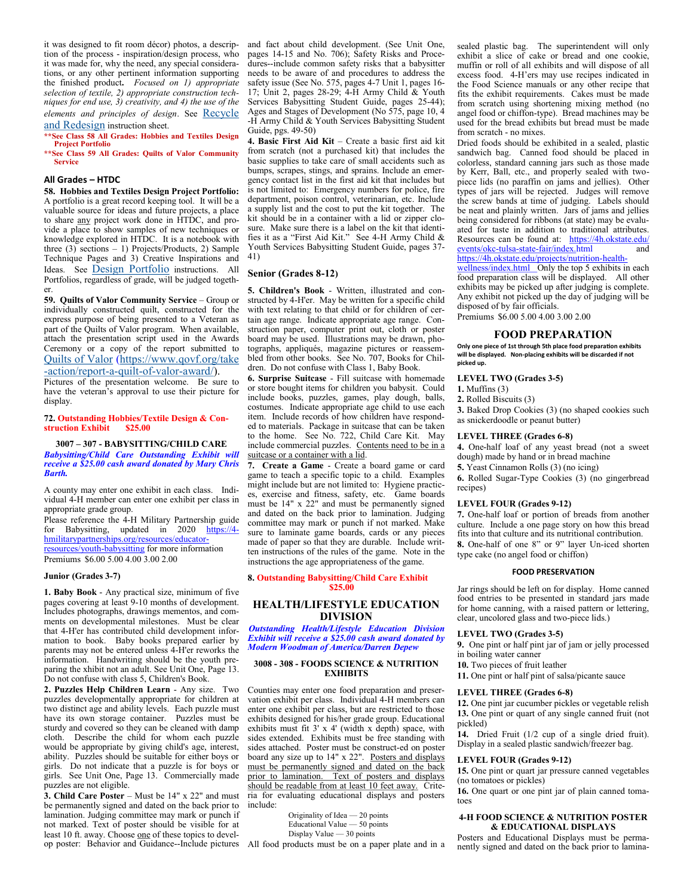it was designed to fit room décor) photos, a description of the process - inspiration/design process, who it was made for, why the need, any special considerations, or any other pertinent information supporting the finished product**.** *Focused on 1) appropriate selection of textile, 2) appropriate construction techniques for end use, 3) creativity, and 4) the use of the elements and principles of design*. See Recycle and Redesign instruction sheet.

**\*\*See Class 58 All Grades: Hobbies and Textiles Design Project Portfolio**

**\*\*See Class 59 All Grades: Quilts of Valor Community Service**

### All Grades – HTDC

**58. Hobbies and Textiles Design Project Portfolio:** A portfolio is a great record keeping tool. It will be a valuable source for ideas and future projects, a place to share any project work done in HTDC, and provide a place to show samples of new techniques or knowledge explored in HTDC. It is a notebook with three (3) sections – 1) Projects/Products, 2) Sample Technique Pages and 3) Creative Inspirations and Ideas. See Design Portfolio instructions. All Portfolios, regardless of grade, will be judged together.

**59. Quilts of Valor Community Service** – Group or individually constructed quilt, constructed for the express purpose of being presented to a Veteran as part of the Quilts of Valor program. When available, attach the presentation script used in the Awards Ceremony or a copy of the report submitted to Quilts of Valor (https://www.qovf.org/take-action/report-a-quilt-of-valor-award/).
Pictures of the presentation welcome. Be sure to have the veteran's approval to use their picture for display.

**72. Outstanding Hobbies/Textile Design & Construction Exhibit $25.00**

### 3007 – 307 - BABYSITTING/CHILD CARE

***Babysitting/Child Care Outstanding Exhibit will receive a $25.00 cash award donated by Mary Chris Barth.***

A county may enter one exhibit in each class. Individual 4-H member can enter one exhibit per class in appropriate grade group.
Please reference the 4-H Military Partnership guide for Babysitting, updated in 2020 https://4-hmilitarypartnerships.org/resources/educator-resources/youth-babysitting for more information
Premiums $6.00 5.00 4.00 3.00 2.00

#### Junior (Grades 3-7)

**1. Baby Book** - Any practical size, minimum of five pages covering at least 9-10 months of development. Includes photographs, drawings mementos, and comments on developmental milestones. Must be clear that 4-H'er has contributed child development information to book. Baby books prepared earlier by parents may not be entered unless 4-H'er reworks the information. Handwriting should be the youth preparing the xhibit not an adult. See Unit One, Page 13. Do not confuse with class 5, Children's Book.

**2. Puzzles Help Children Learn** - Any size. Two puzzles developmentally appropriate for children at two distinct age and ability levels. Each puzzle must have its own storage container. Puzzles must be sturdy and covered so they can be cleaned with damp cloth. Describe the child for whom each puzzle would be appropriate by giving child's age, interest, ability. Puzzles should be suitable for either boys or girls. Do not indicate that a puzzle is for boys or girls. See Unit One, Page 13. Commercially made puzzles are not eligible.

**3. Child Care Poster** – Must be 14" x 22" and must be permanently signed and dated on the back prior to lamination. Judging committee may mark or punch if not marked. Text of poster should be visible for at least 10 ft. away. Choose one of these topics to develop poster: Behavior and Guidance--Include pictures and fact about child development. (See Unit One, pages 14-15 and No. 706); Safety Risks and Procedures--include common safety risks that a babysitter needs to be aware of and procedures to address the safety issue (See No. 575, pages 4-7 Unit 1, pages 16-17; Unit 2, pages 28-29; 4-H Army Child & Youth Services Babysitting Student Guide, pages 25-44); Ages and Stages of Development (No 575, page 10, 4-H Army Child & Youth Services Babysitting Student Guide, pgs. 49-50)

**4. Basic First Aid Kit** – Create a basic first aid kit from scratch (not a purchased kit) that includes the basic supplies to take care of small accidents such as bumps, scrapes, stings, and sprains. Include an emergency contact list in the first aid kit that includes but is not limited to: Emergency numbers for police, fire department, poison control, veterinarian, etc. Include a supply list and the cost to put the kit together. The kit should be in a container with a lid or zipper closure. Make sure there is a label on the kit that identifies it as a "First Aid Kit." See 4-H Army Child & Youth Services Babysitting Student Guide, pages 37-41)

#### Senior (Grades 8-12)

**5. Children's Book** - Written, illustrated and constructed by 4-H'er. May be written for a specific child with text relating to that child or for children of certain age range. Indicate appropriate age range. Construction paper, computer print out, cloth or poster board may be used. Illustrations may be drawn, photographs, appliqués, magazine pictures or reassembled from other books. See No. 707, Books for Children. Do not confuse with Class 1, Baby Book.

**6. Surprise Suitcase** - Fill suitcase with homemade or store bought items for children you babysit. Could include books, puzzles, games, play dough, balls, costumes. Indicate appropriate age child to use each item. Include records of how children have responded to materials. Package in suitcase that can be taken to the home. See No. 722, Child Care Kit. May include commercial puzzles. Contents need to be in a suitcase or a container with a lid.

**7. Create a Game** - Create a board game or card game to teach a specific topic to a child. Examples might include but are not limited to: Hygiene practices, exercise and fitness, safety, etc. Game boards must be 14" x 22" and must be permanently signed and dated on the back prior to lamination. Judging committee may mark or punch if not marked. Make sure to laminate game boards, cards or any pieces made of paper so that they are durable. Include written instructions of the rules of the game. Note in the instructions the age appropriateness of the game.

**8. Outstanding Babysitting/Child Care Exhibit $25.00**

## HEALTH/LIFESTYLE EDUCATION DIVISION

***Outstanding Health/Lifestyle Education Division Exhibit will receive a $25.00 cash award donated by Modern Woodman of America/Darren Depew***

### 3008 - 308 - FOODS SCIENCE & NUTRITION EXHIBITS

Counties may enter one food preparation and preservation exhibit per class. Individual 4-H members can enter one exhibit per class, but are restricted to those exhibits designed for his/her grade group. Educational exhibits must fit 3' x 4' (width x depth) space, with sides extended. Exhibits must be free standing with sides attached. Poster must be construct-ed on poster board any size up to 14" x 22". Posters and displays must be permanently signed and dated on the back prior to lamination. Text of posters and displays should be readable from at least 10 feet away. Criteria for evaluating educational displays and posters include:

Originality of Idea — 20 points
Educational Value — 50 points
Display Value — 30 points

All food products must be on a paper plate and in a sealed plastic bag. The superintendent will only exhibit a slice of cake or bread and one cookie, muffin or roll of all exhibits and will dispose of all excess food. 4-H'ers may use recipes indicated in the Food Science manuals or any other recipe that fits the exhibit requirements. Cakes must be made from scratch using shortening mixing method (no angel food or chiffon-type). Bread machines may be used for the bread exhibits but bread must be made from scratch - no mixes.

Dried foods should be exhibited in a sealed, plastic sandwich bag. Canned food should be placed in colorless, standard canning jars such as those made by Kerr, Ball, etc., and properly sealed with two-piece lids (no paraffin on jams and jellies). Other types of jars will be rejected. Judges will remove the screw bands at time of judging. Labels should be neat and plainly written. Jars of jams and jellies being considered for ribbons (at state) may be evaluated for taste in addition to traditional attributes. Resources can be found at: https://4h.okstate.edu/events/okc-tulsa-state-fair/index.html and https://4h.okstate.edu/projects/nutrition-health-wellness/index.html Only the top 5 exhibits in each food preparation class will be displayed. All other exhibits may be picked up after judging is complete. Any exhibit not picked up the day of judging will be disposed of by fair officials.
Premiums $6.00 5.00 4.00 3.00 2.00

## FOOD PREPARATION

**Only one piece of 1st through 5th place food preparation exhibits will be displayed. Non-placing exhibits will be discarded if not picked up.**

#### LEVEL TWO (Grades 3-5)

**1.** Muffins (3)
**2.** Rolled Biscuits (3)
**3.** Baked Drop Cookies (3) (no shaped cookies such as snickerdoodle or peanut butter)

#### LEVEL THREE (Grades 6-8)

**4.** One-half loaf of any yeast bread (not a sweet dough) made by hand or in bread machine
**5.** Yeast Cinnamon Rolls (3) (no icing)
**6.** Rolled Sugar-Type Cookies (3) (no gingerbread recipes)

#### LEVEL FOUR (Grades 9-12)

**7.** One-half loaf or portion of breads from another culture. Include a one page story on how this bread fits into that culture and its nutritional contribution.
**8.** One-half of one 8" or 9" layer Un-iced shorten type cake (no angel food or chiffon)

### FOOD PRESERVATION

Jar rings should be left on for display. Home canned food entries to be presented in standard jars made for home canning, with a raised pattern or lettering, clear, uncolored glass and two-piece lids.)

#### LEVEL TWO (Grades 3-5)

**9.** One pint or half pint jar of jam or jelly processed in boiling water canner
**10.** Two pieces of fruit leather
**11.** One pint or half pint of salsa/picante sauce

#### LEVEL THREE (Grades 6-8)

**12.** One pint jar cucumber pickles or vegetable relish
**13.** One pint or quart of any single canned fruit (not pickled)
**14.** Dried Fruit (1/2 cup of a single dried fruit). Display in a sealed plastic sandwich/freezer bag.

#### LEVEL FOUR (Grades 9-12)

**15.** One pint or quart jar pressure canned vegetables (no tomatoes or pickles)
**16.** One quart or one pint jar of plain canned tomatoes

### 4-H FOOD SCIENCE & NUTRITION POSTER & EDUCATIONAL DISPLAYS

Posters and Educational Displays must be permanently signed and dated on the back prior to lamina-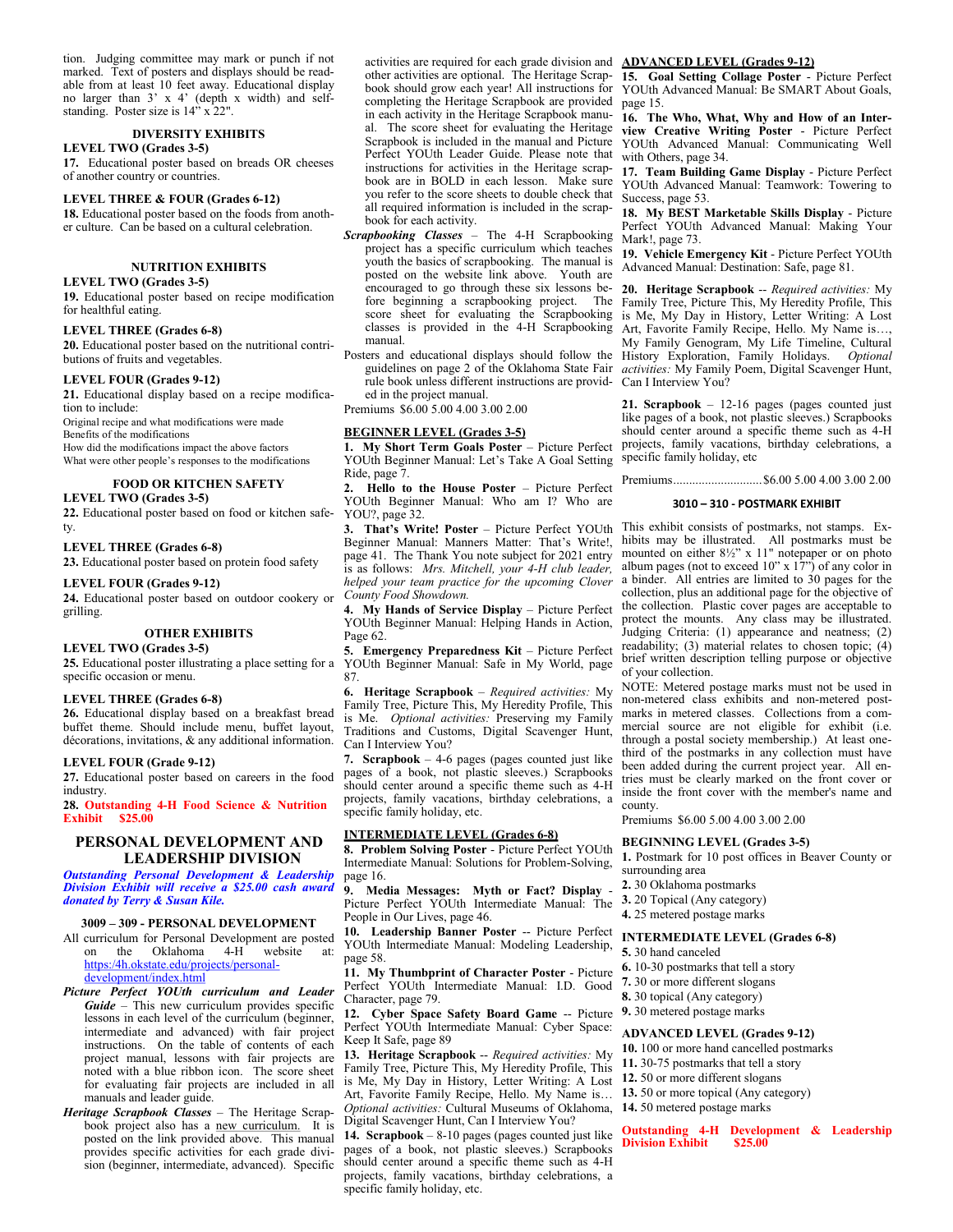tion. Judging committee may mark or punch if not marked. Text of posters and displays should be readable from at least 10 feet away. Educational display no larger than 3' x 4' (depth x width) and self-standing. Poster size is 14" x 22".

### DIVERSITY EXHIBITS

**LEVEL TWO (Grades 3-5)**

**17.** Educational poster based on breads OR cheeses of another country or countries.

**LEVEL THREE & FOUR (Grades 6-12)**

**18.** Educational poster based on the foods from another culture. Can be based on a cultural celebration.

### NUTRITION EXHIBITS

**LEVEL TWO (Grades 3-5)**

**19.** Educational poster based on recipe modification for healthful eating.

**LEVEL THREE (Grades 6-8)**

**20.** Educational poster based on the nutritional contributions of fruits and vegetables.

**LEVEL FOUR (Grades 9-12)**

**21.** Educational display based on a recipe modification to include:

Original recipe and what modifications were made
Benefits of the modifications
How did the modifications impact the above factors
What were other people's responses to the modifications

### FOOD OR KITCHEN SAFETY

**LEVEL TWO (Grades 3-5)**

**22.** Educational poster based on food or kitchen safety.

**LEVEL THREE (Grades 6-8)**

**23.** Educational poster based on protein food safety

**LEVEL FOUR (Grades 9-12)**

**24.** Educational poster based on outdoor cookery or grilling.

### OTHER EXHIBITS

**LEVEL TWO (Grades 3-5)**

**25.** Educational poster illustrating a place setting for a specific occasion or menu.

**LEVEL THREE (Grades 6-8)**

**26.** Educational display based on a breakfast bread buffet theme. Should include menu, buffet layout, décorations, invitations, & any additional information.

**LEVEL FOUR (Grade 9-12)**

**27.** Educational poster based on careers in the food industry.

**28. Outstanding 4-H Food Science & Nutrition Exhibit $25.00**

## PERSONAL DEVELOPMENT AND LEADERSHIP DIVISION

***Outstanding Personal Development & Leadership Division Exhibit will receive a $25.00 cash award donated by Terry & Susan Kile.***

### 3009 – 309 - PERSONAL DEVELOPMENT

All curriculum for Personal Development are posted on the Oklahoma 4-H website at: https://4h.okstate.edu/projects/personal-development/index.html

***Picture Perfect YOUth curriculum and Leader Guide*** – This new curriculum provides specific lessons in each level of the curriculum (beginner, intermediate and advanced) with fair project instructions. On the table of contents of each project manual, lessons with fair projects are noted with a blue ribbon icon. The score sheet for evaluating fair projects are included in all manuals and leader guide.

***Heritage Scrapbook Classes*** – The Heritage Scrapbook project also has a new curriculum. It is posted on the link provided above. This manual provides specific activities for each grade division (beginner, intermediate, advanced). Specific activities are required for each grade division and other activities are optional. The Heritage Scrapbook should grow each year! All instructions for completing the Heritage Scrapbook are provided in each activity in the Heritage Scrapbook manual. The score sheet for evaluating the Heritage Scrapbook is included in the manual and Picture Perfect YOUth Leader Guide. Please note that instructions for activities in the Heritage scrapbook are in BOLD in each lesson. Make sure you refer to the score sheets to double check that all required information is included in the scrapbook for each activity.

***Scrapbooking Classes*** – The 4-H Scrapbooking project has a specific curriculum which teaches youth the basics of scrapbooking. The manual is posted on the website link above. Youth are encouraged to go through these six lessons before beginning a scrapbooking project. The score sheet for evaluating the Scrapbooking classes is provided in the 4-H Scrapbooking manual.

Posters and educational displays should follow the guidelines on page 2 of the Oklahoma State Fair rule book unless different instructions are provided in the project manual.

Premiums $6.00 5.00 4.00 3.00 2.00

**BEGINNER LEVEL (Grades 3-5)**

**1. My Short Term Goals Poster** – Picture Perfect YOUth Beginner Manual: Let's Take A Goal Setting Ride, page 7.

**2. Hello to the House Poster** – Picture Perfect YOUth Beginner Manual: Who am I? Who are YOU?, page 32.

**3. That's Write! Poster** – Picture Perfect YOUth Beginner Manual: Manners Matter: That's Write!, page 41. The Thank You note subject for 2021 entry is as follows: *Mrs. Mitchell, your 4-H club leader, helped your team practice for the upcoming Clover County Food Showdown.*

**4. My Hands of Service Display** – Picture Perfect YOUth Beginner Manual: Helping Hands in Action, Page 62.

**5. Emergency Preparedness Kit** – Picture Perfect YOUth Beginner Manual: Safe in My World, page 87.

**6. Heritage Scrapbook** – *Required activities:* My Family Tree, Picture This, My Heredity Profile, This is Me. *Optional activities:* Preserving my Family Traditions and Customs, Digital Scavenger Hunt, Can I Interview You?

**7. Scrapbook** – 4-6 pages (pages counted just like pages of a book, not plastic sleeves.) Scrapbooks should center around a specific theme such as 4-H projects, family vacations, birthday celebrations, a specific family holiday, etc.

**INTERMEDIATE LEVEL (Grades 6-8)**

**8. Problem Solving Poster** - Picture Perfect YOUth Intermediate Manual: Solutions for Problem-Solving, page 16.

**9. Media Messages: Myth or Fact? Display** - Picture Perfect YOUth Intermediate Manual: The People in Our Lives, page 46.

**10. Leadership Banner Poster** -- Picture Perfect YOUth Intermediate Manual: Modeling Leadership, page 58.

**11. My Thumbprint of Character Poster** - Picture Perfect YOUth Intermediate Manual: I.D. Good Character, page 79.

**12. Cyber Space Safety Board Game** -- Picture Perfect YOUth Intermediate Manual: Cyber Space: Keep It Safe, page 89.

**13. Heritage Scrapbook** -- *Required activities:* My Family Tree, Picture This, My Heredity Profile, This is Me, My Day in History, Letter Writing: A Lost Art, Favorite Family Recipe, Hello. My Name is… *Optional activities:* Cultural Museums of Oklahoma, Digital Scavenger Hunt, Can I Interview You?

**14. Scrapbook** – 8-10 pages (pages counted just like pages of a book, not plastic sleeves.) Scrapbooks should center around a specific theme such as 4-H projects, family vacations, birthday celebrations, a specific family holiday, etc.

**ADVANCED LEVEL (Grades 9-12)**

**15. Goal Setting Collage Poster** - Picture Perfect YOUth Advanced Manual: Be SMART About Goals, page 15.

**16. The Who, What, Why and How of an Interview Creative Writing Poster** - Picture Perfect YOUth Advanced Manual: Communicating Well with Others, page 34.

**17. Team Building Game Display** - Picture Perfect YOUth Advanced Manual: Teamwork: Towering to Success, page 53.

**18. My BEST Marketable Skills Display** - Picture Perfect YOUth Advanced Manual: Making Your Mark!, page 73.

**19. Vehicle Emergency Kit** - Picture Perfect YOUth Advanced Manual: Destination: Safe, page 81.

**20. Heritage Scrapbook** -- *Required activities:* My Family Tree, Picture This, My Heredity Profile, This is Me, My Day in History, Letter Writing: A Lost Art, Favorite Family Recipe, Hello. My Name is…, My Family Genogram, My Life Timeline, Cultural History Exploration, Family Holidays. *Optional activities:* My Family Poem, Digital Scavenger Hunt, Can I Interview You?

**21. Scrapbook** – 12-16 pages (pages counted just like pages of a book, not plastic sleeves.) Scrapbooks should center around a specific theme such as 4-H projects, family vacations, birthday celebrations, a specific family holiday, etc

Premiums............................$6.00 5.00 4.00 3.00 2.00

### 3010 – 310 - POSTMARK EXHIBIT

This exhibit consists of postmarks, not stamps. Exhibits may be illustrated. All postmarks must be mounted on either 8½" x 11" notepaper or on photo album pages (not to exceed 10" x 17") of any color in a binder. All entries are limited to 30 pages for the collection, plus an additional page for the objective of the collection. Plastic cover pages are acceptable to protect the mounts. Any class may be illustrated. Judging Criteria: (1) appearance and neatness; (2) readability; (3) material relates to chosen topic; (4) brief written description telling purpose or objective of your collection.

NOTE: Metered postage marks must not be used in non-metered class exhibits and non-metered postmarks in metered classes. Collections from a commercial source are not eligible for exhibit (i.e. through a postal society membership.) At least one-third of the postmarks in any collection must have been added during the current project year. All entries must be clearly marked on the front cover or inside the front cover with the member's name and county.

Premiums $6.00 5.00 4.00 3.00 2.00

**BEGINNING LEVEL (Grades 3-5)**

**1.** Postmark for 10 post offices in Beaver County or surrounding area
**2.** 30 Oklahoma postmarks
**3.** 20 Topical (Any category)
**4.** 25 metered postage marks

**INTERMEDIATE LEVEL (Grades 6-8)**

**5.** 30 hand canceled
**6.** 10-30 postmarks that tell a story
**7.** 30 or more different slogans
**8.** 30 topical (Any category)
**9.** 30 metered postage marks

**ADVANCED LEVEL (Grades 9-12)**

**10.** 100 or more hand cancelled postmarks
**11.** 30-75 postmarks that tell a story
**12.** 50 or more different slogans
**13.** 50 or more topical (Any category)
**14.** 50 metered postage marks

**Outstanding 4-H Development & Leadership Division Exhibit $25.00**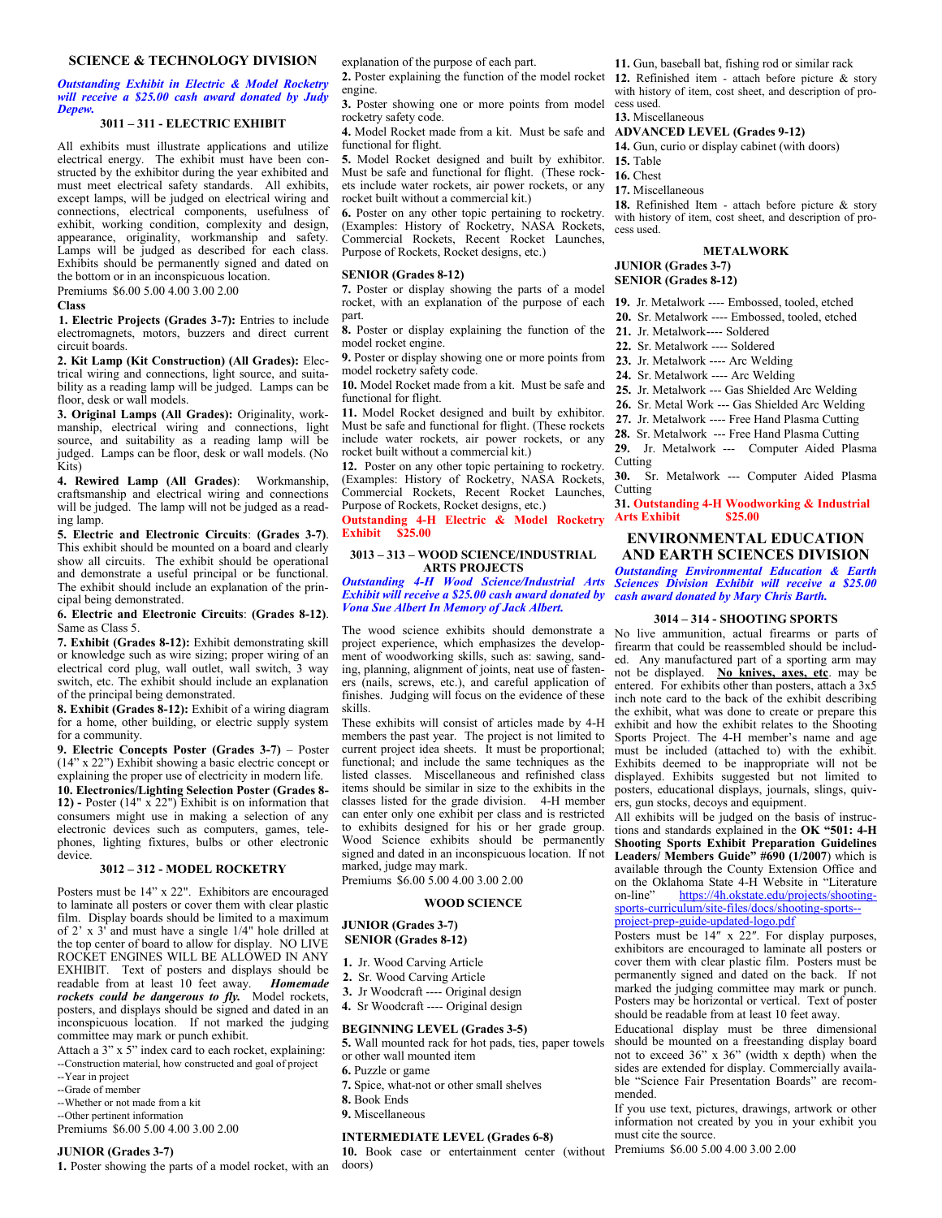## SCIENCE & TECHNOLOGY DIVISION

***Outstanding Exhibit in Electric & Model Rocketry will receive a $25.00 cash award donated by Judy Depew.***

### 3011 – 311 - ELECTRIC EXHIBIT

All exhibits must illustrate applications and utilize electrical energy. The exhibit must have been constructed by the exhibitor during the year exhibited and must meet electrical safety standards. All exhibits, except lamps, will be judged on electrical wiring and connections, electrical components, usefulness of exhibit, working condition, complexity and design, appearance, originality, workmanship and safety. Lamps will be judged as described for each class. Exhibits should be permanently signed and dated on the bottom or in an inconspicuous location.

Premiums $6.00 5.00 4.00 3.00 2.00

**Class**

**1. Electric Projects (Grades 3-7):** Entries to include electromagnets, motors, buzzers and direct current circuit boards.

**2. Kit Lamp (Kit Construction) (All Grades):** Electrical wiring and connections, light source, and suitability as a reading lamp will be judged. Lamps can be floor, desk or wall models.

**3. Original Lamps (All Grades):** Originality, workmanship, electrical wiring and connections, light source, and suitability as a reading lamp will be judged. Lamps can be floor, desk or wall models. (No Kits)

**4. Rewired Lamp (All Grades)**: Workmanship, craftsmanship and electrical wiring and connections will be judged. The lamp will not be judged as a reading lamp.

**5. Electric and Electronic Circuits**: **(Grades 3-7)**. This exhibit should be mounted on a board and clearly show all circuits. The exhibit should be operational and demonstrate a useful principal or be functional. The exhibit should include an explanation of the principal being demonstrated.

**6. Electric and Electronic Circuits**: **(Grades 8-12)**. Same as Class 5.

**7. Exhibit (Grades 8-12):** Exhibit demonstrating skill or knowledge such as wire sizing; proper wiring of an electrical cord plug, wall outlet, wall switch, 3 way switch, etc. The exhibit should include an explanation of the principal being demonstrated.

**8. Exhibit (Grades 8-12):** Exhibit of a wiring diagram for a home, other building, or electric supply system for a community.

**9. Electric Concepts Poster (Grades 3-7)** – Poster (14" x 22") Exhibit showing a basic electric concept or explaining the proper use of electricity in modern life.

**10. Electronics/Lighting Selection Poster (Grades 8-12) -** Poster (14" x 22") Exhibit is on information that consumers might use in making a selection of any electronic devices such as computers, games, telephones, lighting fixtures, bulbs or other electronic device.

### 3012 – 312 - MODEL ROCKETRY

Posters must be 14" x 22". Exhibitors are encouraged to laminate all posters or cover them with clear plastic film. Display boards should be limited to a maximum of 2' x 3' and must have a single 1/4" hole drilled at the top center of board to allow for display. NO LIVE ROCKET ENGINES WILL BE ALLOWED IN ANY EXHIBIT. Text of posters and displays should be readable from at least 10 feet away. ***Homemade rockets could be dangerous to fly.*** Model rockets, posters, and displays should be signed and dated in an inconspicuous location. If not marked the judging committee may mark or punch exhibit.

Attach a 3" x 5" index card to each rocket, explaining:
--Construction material, how constructed and goal of project
--Year in project
--Grade of member
--Whether or not made from a kit
--Other pertinent information

Premiums $6.00 5.00 4.00 3.00 2.00

**JUNIOR (Grades 3-7)**

**1.** Poster showing the parts of a model rocket, with an explanation of the purpose of each part.
**2.** Poster explaining the function of the model rocket engine.
**3.** Poster showing one or more points from model rocketry safety code.
**4.** Model Rocket made from a kit. Must be safe and functional for flight.
**5.** Model Rocket designed and built by exhibitor. Must be safe and functional for flight. (These rockets include water rockets, air power rockets, or any rocket built without a commercial kit.)
**6.** Poster on any other topic pertaining to rocketry. (Examples: History of Rocketry, NASA Rockets, Commercial Rockets, Recent Rocket Launches, Purpose of Rockets, Rocket designs, etc.)

**SENIOR (Grades 8-12)**

**7.** Poster or display showing the parts of a model rocket, with an explanation of the purpose of each part.
**8.** Poster or display explaining the function of the model rocket engine.
**9.** Poster or display showing one or more points from model rocketry safety code.
**10.** Model Rocket made from a kit. Must be safe and functional for flight.
**11.** Model Rocket designed and built by exhibitor. Must be safe and functional for flight. (These rockets include water rockets, air power rockets, or any rocket built without a commercial kit.)
**12.** Poster on any other topic pertaining to rocketry. (Examples: History of Rocketry, NASA Rockets, Commercial Rockets, Recent Rocket Launches, Purpose of Rockets, Rocket designs, etc.)

**Outstanding 4-H Electric & Model Rocketry Exhibit $25.00**

### 3013 – 313 – WOOD SCIENCE/INDUSTRIAL ARTS PROJECTS

***Outstanding 4-H Wood Science/Industrial Arts Exhibit will receive a $25.00 cash award donated by Vona Sue Albert In Memory of Jack Albert.***

The wood science exhibits should demonstrate a project experience, which emphasizes the development of woodworking skills, such as: sawing, sanding, planning, alignment of joints, neat use of fasteners (nails, screws, etc.), and careful application of finishes. Judging will focus on the evidence of these skills.

These exhibits will consist of articles made by 4-H members the past year. The project is not limited to current project idea sheets. It must be proportional; functional; and include the same techniques as the listed classes. Miscellaneous and refinished class items should be similar in size to the exhibits in the classes listed for the grade division. 4-H member can enter only one exhibit per class and is restricted to exhibits designed for his or her grade group. Wood Science exhibits should be permanently signed and dated in an inconspicuous location. If not marked, judge may mark.

Premiums $6.00 5.00 4.00 3.00 2.00

#### WOOD SCIENCE

**JUNIOR (Grades 3-7)**
**SENIOR (Grades 8-12)**

**1.** Jr. Wood Carving Article
**2.** Sr. Wood Carving Article
**3.** Jr Woodcraft ---- Original design
**4.** Sr Woodcraft ---- Original design

**BEGINNING LEVEL (Grades 3-5)**

**5.** Wall mounted rack for hot pads, ties, paper towels or other wall mounted item
**6.** Puzzle or game
**7.** Spice, what-not or other small shelves
**8.** Book Ends
**9.** Miscellaneous

**INTERMEDIATE LEVEL (Grades 6-8)**

**10.** Book case or entertainment center (without doors)
**11.** Gun, baseball bat, fishing rod or similar rack
**12.** Refinished item - attach before picture & story with history of item, cost sheet, and description of process used.
**13.** Miscellaneous

**ADVANCED LEVEL (Grades 9-12)**

**14.** Gun, curio or display cabinet (with doors)
**15.** Table
**16.** Chest
**17.** Miscellaneous
**18.** Refinished Item - attach before picture & story with history of item, cost sheet, and description of process used.

#### METALWORK

**JUNIOR (Grades 3-7)**
**SENIOR (Grades 8-12)**

**19.** Jr. Metalwork ---- Embossed, tooled, etched
**20.** Sr. Metalwork ---- Embossed, tooled, etched
**21.** Jr. Metalwork---- Soldered
**22.** Sr. Metalwork ---- Soldered
**23.** Jr. Metalwork ---- Arc Welding
**24.** Sr. Metalwork ---- Arc Welding
**25.** Jr. Metalwork --- Gas Shielded Arc Welding
**26.** Sr. Metal Work --- Gas Shielded Arc Welding
**27.** Jr. Metalwork ---- Free Hand Plasma Cutting
**28.** Sr. Metalwork --- Free Hand Plasma Cutting
**29.** Jr. Metalwork --- Computer Aided Plasma Cutting
**30.** Sr. Metalwork --- Computer Aided Plasma Cutting
**31. Outstanding 4-H Woodworking & Industrial Arts Exhibit $25.00**

## ENVIRONMENTAL EDUCATION AND EARTH SCIENCES DIVISION

***Outstanding Environmental Education & Earth Sciences Division Exhibit will receive a $25.00 cash award donated by Mary Chris Barth.***

### 3014 – 314 - SHOOTING SPORTS

No live ammunition, actual firearms or parts of firearm that could be reassembled should be included. Any manufactured part of a sporting arm may not be displayed. **No knives, axes, etc**. may be entered. For exhibits other than posters, attach a 3x5 inch note card to the back of the exhibit describing the exhibit, what was done to create or prepare this exhibit and how the exhibit relates to the Shooting Sports Project. The 4-H member's name and age must be included (attached to) with the exhibit. Exhibits deemed to be inappropriate will not be displayed. Exhibits suggested but not limited to posters, educational displays, journals, slings, quivers, gun stocks, decoys and equipment.

All exhibits will be judged on the basis of instructions and standards explained in the **OK "501: 4-H Shooting Sports Exhibit Preparation Guidelines Leaders/ Members Guide" #690 (1/2007**) which is available through the County Extension Office and on the Oklahoma State 4-H Website in "Literature on-line" https://4h.okstate.edu/projects/shooting-sports-curriculum/site-files/docs/shooting-sports--project-prep-guide-updated-logo.pdf

Posters must be 14″ x 22″. For display purposes, exhibitors are encouraged to laminate all posters or cover them with clear plastic film. Posters must be permanently signed and dated on the back. If not marked the judging committee may mark or punch. Posters may be horizontal or vertical. Text of poster should be readable from at least 10 feet away.

Educational display must be three dimensional should be mounted on a freestanding display board not to exceed 36" x 36" (width x depth) when the sides are extended for display. Commercially available "Science Fair Presentation Boards" are recommended.

If you use text, pictures, drawings, artwork or other information not created by you in your exhibit you must cite the source.

Premiums $6.00 5.00 4.00 3.00 2.00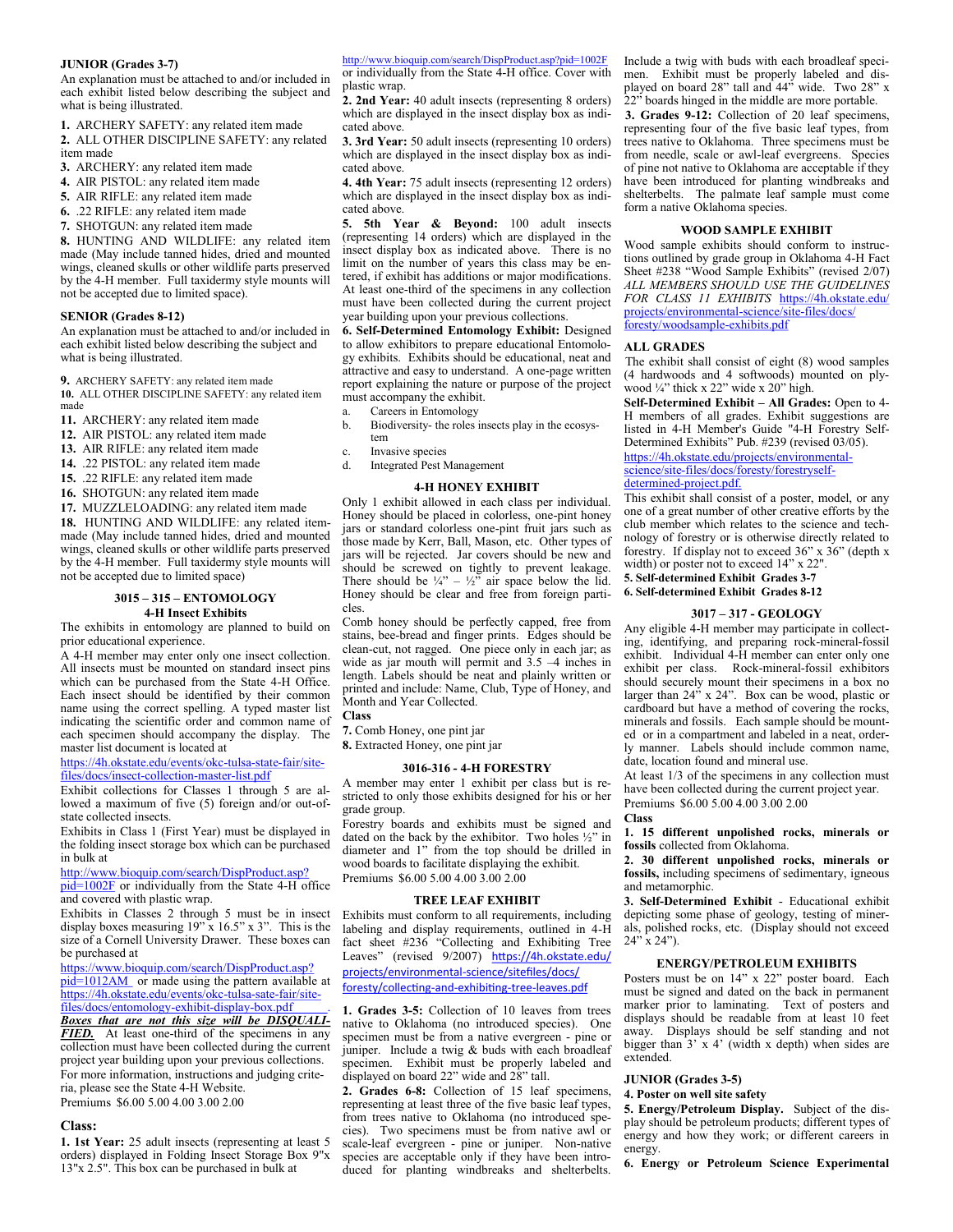**JUNIOR (Grades 3-7)**

An explanation must be attached to and/or included in each exhibit listed below describing the subject and what is being illustrated.

1. ARCHERY SAFETY: any related item made
2. ALL OTHER DISCIPLINE SAFETY: any related item made
3. ARCHERY: any related item made
4. AIR PISTOL: any related item made
5. AIR RIFLE: any related item made
6. .22 RIFLE: any related item made
7. SHOTGUN: any related item made
8. HUNTING AND WILDLIFE: any related item made (May include tanned hides, dried and mounted wings, cleaned skulls or other wildlife parts preserved by the 4-H member. Full taxidermy style mounts will not be accepted due to limited space).

**SENIOR (Grades 8-12)**

An explanation must be attached to and/or included in each exhibit listed below describing the subject and what is being illustrated.

9. ARCHERY SAFETY: any related item made
10. ALL OTHER DISCIPLINE SAFETY: any related item made
11. ARCHERY: any related item made
12. AIR PISTOL: any related item made
13. AIR RIFLE: any related item made
14. .22 PISTOL: any related item made
15. .22 RIFLE: any related item made
16. SHOTGUN: any related item made
17. MUZZLELOADING: any related item made
18. HUNTING AND WILDLIFE: any related item made (May include tanned hides, dried and mounted wings, cleaned skulls or other wildlife parts preserved by the 4-H member. Full taxidermy style mounts will not be accepted due to limited space)

## 3015 – 315 – ENTOMOLOGY
### 4-H Insect Exhibits

The exhibits in entomology are planned to build on prior educational experience.

A 4-H member may enter only one insect collection. All insects must be mounted on standard insect pins which can be purchased from the State 4-H Office. Each insect should be identified by their common name using the correct spelling. A typed master list indicating the scientific order and common name of each specimen should accompany the display. The master list document is located at https://4h.okstate.edu/events/okc-tulsa-state-fair/site-files/docs/insect-collection-master-list.pdf

Exhibit collections for Classes 1 through 5 are allowed a maximum of five (5) foreign and/or out-of-state collected insects.

Exhibits in Class 1 (First Year) must be displayed in the folding insect storage box which can be purchased in bulk at http://www.bioquip.com/search/DispProduct.asp?pid=1002F or individually from the State 4-H office and covered with plastic wrap.

Exhibits in Classes 2 through 5 must be in insect display boxes measuring 19" x 16.5" x 3". This is the size of a Cornell University Drawer. These boxes can be purchased at https://www.bioquip.com/search/DispProduct.asp?pid=1012AM or made using the pattern available at https://4h.okstate.edu/events/okc-tulsa-sate-fair/site-files/docs/entomology-exhibit-display-box.pdf. ***Boxes that are not this size will be DISQUALIFIED.*** At least one-third of the specimens in any collection must have been collected during the current project year building upon your previous collections.

For more information, instructions and judging criteria, please see the State 4-H Website.

Premiums $6.00 5.00 4.00 3.00 2.00

**Class:**

1. **1st Year:** 25 adult insects (representing at least 5 orders) displayed in Folding Insect Storage Box 9"x 13"x 2.5". This box can be purchased in bulk at http://www.bioquip.com/search/DispProduct.asp?pid=1002F or individually from the State 4-H office. Cover with plastic wrap.
2. **2nd Year:** 40 adult insects (representing 8 orders) which are displayed in the insect display box as indicated above.
3. **3rd Year:** 50 adult insects (representing 10 orders) which are displayed in the insect display box as indicated above.
4. **4th Year:** 75 adult insects (representing 12 orders) which are displayed in the insect display box as indicated above.
5. **5th Year & Beyond:** 100 adult insects (representing 14 orders) which are displayed in the insect display box as indicated above. There is no limit on the number of years this class may be entered, if exhibit has additions or major modifications. At least one-third of the specimens in any collection must have been collected during the current project year building upon your previous collections.
6. **Self-Determined Entomology Exhibit:** Designed to allow exhibitors to prepare educational Entomology exhibits. Exhibits should be educational, neat and attractive and easy to understand. A one-page written report explaining the nature or purpose of the project must accompany the exhibit.
   a. Careers in Entomology
   b. Biodiversity- the roles insects play in the ecosystem
   c. Invasive species
   d. Integrated Pest Management

## 4-H HONEY EXHIBIT

Only 1 exhibit allowed in each class per individual. Honey should be placed in colorless, one-pint honey jars or standard colorless one-pint fruit jars such as those made by Kerr, Ball, Mason, etc. Other types of jars will be rejected. Jar covers should be new and should be screwed on tightly to prevent leakage. There should be ¼" – ½" air space below the lid. Honey should be clear and free from foreign particles.

Comb honey should be perfectly capped, free from stains, bee-bread and finger prints. Edges should be clean-cut, not ragged. One piece only in each jar; as wide as jar mouth will permit and 3.5 –4 inches in length. Labels should be neat and plainly written or printed and include: Name, Club, Type of Honey, and Month and Year Collected.

**Class**

7. Comb Honey, one pint jar
8. Extracted Honey, one pint jar

## 3016-316 - 4-H FORESTRY

A member may enter 1 exhibit per class but is restricted to only those exhibits designed for his or her grade group.

Forestry boards and exhibits must be signed and dated on the back by the exhibitor. Two holes ½" in diameter and 1" from the top should be drilled in wood boards to facilitate displaying the exhibit.

Premiums $6.00 5.00 4.00 3.00 2.00

## TREE LEAF EXHIBIT

Exhibits must conform to all requirements, including labeling and display requirements, outlined in 4-H fact sheet #236 "Collecting and Exhibiting Tree Leaves" (revised 9/2007) https://4h.okstate.edu/projects/environmental-science/sitefiles/docs/forestry/collecting-and-exhibiting-tree-leaves.pdf

1. **Grades 3-5:** Collection of 10 leaves from trees native to Oklahoma (no introduced species). One specimen must be from a native evergreen - pine or juniper. Include a twig & buds with each broadleaf specimen. Exhibit must be properly labeled and displayed on board 22" wide and 28" tall.
2. **Grades 6-8:** Collection of 15 leaf specimens, representing at least three of the five basic leaf types, from trees native to Oklahoma (no introduced species). Two specimens must be from native awl or scale-leaf evergreen - pine or juniper. Non-native species are acceptable only if they have been introduced for planting windbreaks and shelterbelts. Include a twig with buds with each broadleaf specimen. Exhibit must be properly labeled and displayed on board 28" tall and 44" wide. Two 28" x 22" boards hinged in the middle are more portable.
3. **Grades 9-12:** Collection of 20 leaf specimens, representing four of the five basic leaf types, from trees native to Oklahoma. Three specimens must be from needle, scale or awl-leaf evergreens. Species of pine not native to Oklahoma are acceptable if they have been introduced for planting windbreaks and shelterbelts. The palmate leaf sample must come form a native Oklahoma species.

## WOOD SAMPLE EXHIBIT

Wood sample exhibits should conform to instructions outlined by grade group in Oklahoma 4-H Fact Sheet #238 "Wood Sample Exhibits" (revised 2/07) *ALL MEMBERS SHOULD USE THE GUIDELINES FOR CLASS 11 EXHIBITS* https://4h.okstate.edu/projects/environmental-science/site-files/docs/foresty/woodsample-exhibits.pdf

**ALL GRADES**

The exhibit shall consist of eight (8) wood samples (4 hardwoods and 4 softwoods) mounted on plywood ¼" thick x 22" wide x 20" high.

**Self-Determined Exhibit – All Grades:** Open to 4-H members of all grades. Exhibit suggestions are listed in 4-H Member's Guide "4-H Forestry Self-Determined Exhibits" Pub. #239 (revised 03/05). https://4h.okstate.edu/projects/environmental-science/site-files/docs/foresty/forestryself-determined-project.pdf.

This exhibit shall consist of a poster, model, or any one of a great number of other creative efforts by the club member which relates to the science and technology of forestry or is otherwise directly related to forestry. If display not to exceed 36" x 36" (depth x width) or poster not to exceed 14" x 22".

5. **Self-determined Exhibit Grades 3-7**
6. **Self-determined Exhibit Grades 8-12**

## 3017 – 317 - GEOLOGY

Any eligible 4-H member may participate in collecting, identifying, and preparing rock-mineral-fossil exhibit. Individual 4-H member can enter only one exhibit per class. Rock-mineral-fossil exhibitors should securely mount their specimens in a box no larger than 24" x 24". Box can be wood, plastic or cardboard but have a method of covering the rocks, minerals and fossils. Each sample should be mounted or in a compartment and labeled in a neat, orderly manner. Labels should include common name, date, location found and mineral use.

At least 1/3 of the specimens in any collection must have been collected during the current project year.

Premiums $6.00 5.00 4.00 3.00 2.00

**Class**

1. **15 different unpolished rocks, minerals or fossils** collected from Oklahoma.
2. **30 different unpolished rocks, minerals or fossils,** including specimens of sedimentary, igneous and metamorphic.
3. **Self-Determined Exhibit** - Educational exhibit depicting some phase of geology, testing of minerals, polished rocks, etc. (Display should not exceed 24" x 24").

## ENERGY/PETROLEUM EXHIBITS

Posters must be on 14" x 22" poster board. Each must be signed and dated on the back in permanent marker prior to laminating. Text of posters and displays should be readable from at least 10 feet away. Displays should be self standing and not bigger than 3' x 4' (width x depth) when sides are extended.

**JUNIOR (Grades 3-5)**

4. **Poster on well site safety**
5. **Energy/Petroleum Display.** Subject of the display should be petroleum products; different types of energy and how they work; or different careers in energy.
6. **Energy or Petroleum Science Experimental**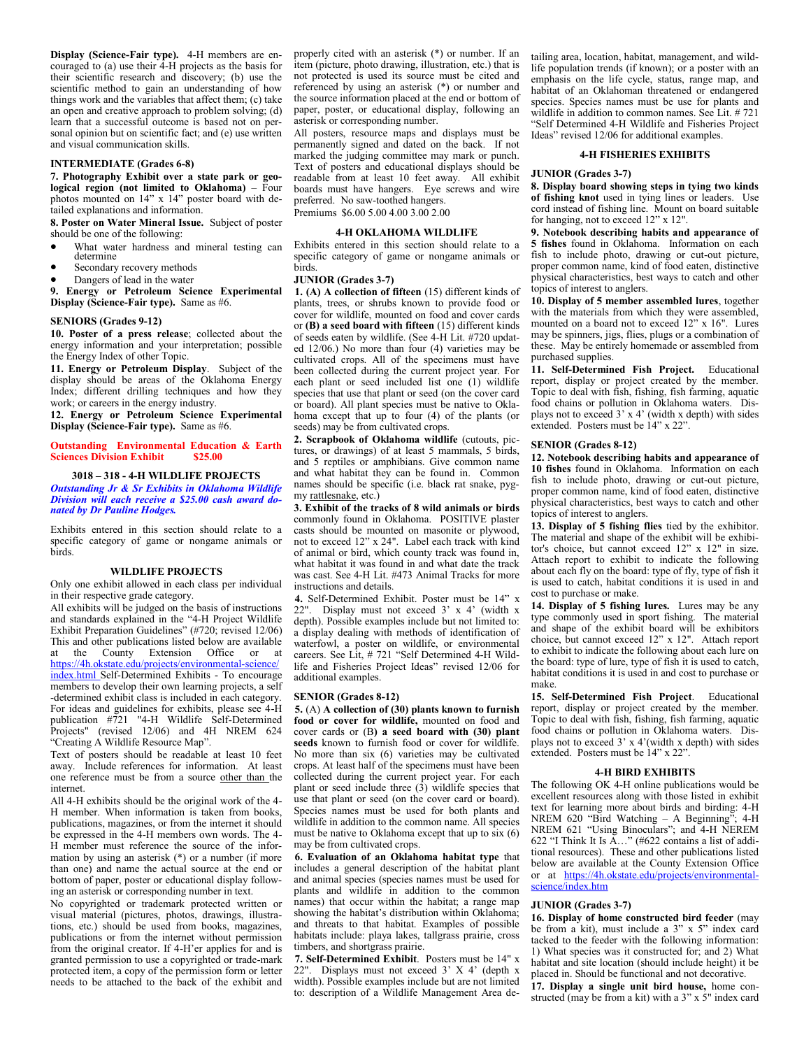**Display (Science-Fair type).** 4-H members are encouraged to (a) use their 4-H projects as the basis for their scientific research and discovery; (b) use the scientific method to gain an understanding of how things work and the variables that affect them; (c) take an open and creative approach to problem solving; (d) learn that a successful outcome is based not on personal opinion but on scientific fact; and (e) use written and visual communication skills.

**INTERMEDIATE (Grades 6-8)**

**7. Photography Exhibit over a state park or geological region (not limited to Oklahoma)** – Four photos mounted on 14" x 14" poster board with detailed explanations and information.

**8. Poster on Water Mineral Issue.** Subject of poster should be one of the following:

- What water hardness and mineral testing can determine
- Secondary recovery methods
- Dangers of lead in the water

**9. Energy or Petroleum Science Experimental Display (Science-Fair type).** Same as #6.

**SENIORS (Grades 9-12)**

**10. Poster of a press release**; collected about the energy information and your interpretation; possible the Energy Index of other Topic.

**11. Energy or Petroleum Display**. Subject of the display should be areas of the Oklahoma Energy Index; different drilling techniques and how they work; or careers in the energy industry.

**12. Energy or Petroleum Science Experimental Display (Science-Fair type).** Same as #6.

**Outstanding Environmental Education & Earth Sciences Division Exhibit $25.00**

### 3018 – 318 - 4-H WILDLIFE PROJECTS

***Outstanding Jr & Sr Exhibits in Oklahoma Wildlife Division will each receive a $25.00 cash award donated by Dr Pauline Hodges.***

Exhibits entered in this section should relate to a specific category of game or nongame animals or birds.

### WILDLIFE PROJECTS

Only one exhibit allowed in each class per individual in their respective grade category.

All exhibits will be judged on the basis of instructions and standards explained in the "4-H Project Wildlife Exhibit Preparation Guidelines" (#720; revised 12/06) This and other publications listed below are available at the County Extension Office or at https://4h.okstate.edu/projects/environmental-science/index.html Self-Determined Exhibits - To encourage members to develop their own learning projects, a self-determined exhibit class is included in each category. For ideas and guidelines for exhibits, please see 4-H publication #721 "4-H Wildlife Self-Determined Projects" (revised 12/06) and 4H NREM 624 "Creating A Wildlife Resource Map".

Text of posters should be readable at least 10 feet away. Include references for information. At least one reference must be from a source other than the internet.

All 4-H exhibits should be the original work of the 4-H member. When information is taken from books, publications, magazines, or from the internet it should be expressed in the 4-H members own words. The 4-H member must reference the source of the information by using an asterisk (*) or a number (if more than one) and name the actual source at the end or bottom of paper, poster or educational display following an asterisk or corresponding number in text.

No copyrighted or trademark protected written or visual material (pictures, photos, drawings, illustrations, etc.) should be used from books, magazines, publications or from the internet without permission from the original creator. If 4-H'er applies for and is granted permission to use a copyrighted or trade-mark protected item, a copy of the permission form or letter needs to be attached to the back of the exhibit and properly cited with an asterisk (*) or number. If an item (picture, photo drawing, illustration, etc.) that is not protected is used its source must be cited and referenced by using an asterisk (*) or number and the source information placed at the end or bottom of the paper, poster, or educational display, following an asterisk or corresponding number.

All posters, resource maps and displays must be permanently signed and dated on the back. If not marked the judging committee may mark or punch. Text of posters and educational displays should be readable from at least 10 feet away. All exhibit boards must have hangers. Eye screws and wire preferred. No saw-toothed hangers.

Premiums $6.00 5.00 4.00 3.00 2.00

### 4-H OKLAHOMA WILDLIFE

Exhibits entered in this section should relate to a specific category of game or nongame animals or birds.

**JUNIOR (Grades 3-7)**

**1. (A) A collection of fifteen** (15) different kinds of plants, trees, or shrubs known to provide food or cover for wildlife, mounted on food and cover cards or **(B) a seed board with fifteen** (15) different kinds of seeds eaten by wildlife. (See 4-H Lit. #720 updated 12/06.) No more than four (4) varieties may be cultivated crops. All of the specimens must have been collected during the current project year. For each plant or seed included list one (1) wildlife species that use that plant or seed (on the cover card or board). All plant species must be native to Oklahoma except that up to four (4) of the plants (or seeds) may be from cultivated crops.

**2. Scrapbook of Oklahoma wildlife** (cutouts, pictures, or drawings) of at least 5 mammals, 5 birds, and 5 reptiles or amphibians. Give common name and what habitat they can be found in. Common names should be specific (i.e. black rat snake, pygmy rattlesnake, etc.)

**3. Exhibit of the tracks of 8 wild animals or birds** commonly found in Oklahoma. POSITIVE plaster casts should be mounted on masonite or plywood, not to exceed 12" x 24". Label each track with kind of animal or bird, which county track was found in, what habitat it was found in and what date the track was cast. See 4-H Lit. #473 Animal Tracks for more instructions and details.

**4.** Self-Determined Exhibit. Poster must be 14" x 22". Display must not exceed 3' x 4' (width x depth). Possible examples include but not limited to: a display dealing with methods of identification of waterfowl, a poster on wildlife, or environmental careers. See Lit, # 721 "Self Determined 4-H Wildlife and Fisheries Project Ideas" revised 12/06 for additional examples.

**SENIOR (Grades 8-12)**

**5.** (A) **A collection of (30) plants known to furnish food or cover for wildlife,** mounted on food and cover cards or (B) **a seed board with (30) plant seeds** known to furnish food or cover for wildlife. No more than six (6) varieties may be cultivated crops. At least half of the specimens must have been collected during the current project year. For each plant or seed include three (3) wildlife species that use that plant or seed (on the cover card or board). Species names must be used for both plants and wildlife in addition to the common name. All species must be native to Oklahoma except that up to six (6) may be from cultivated crops.

**6. Evaluation of an Oklahoma habitat type** that includes a general description of the habitat plant and animal species (species names must be used for plants and wildlife in addition to the common names) that occur within the habitat; a range map showing the habitat's distribution within Oklahoma; and threats to that habitat. Examples of possible habitats include: playa lakes, tallgrass prairie, cross timbers, and shortgrass prairie.

**7. Self-Determined Exhibit**. Posters must be 14" x 22". Displays must not exceed 3' X 4' (depth x width). Possible examples include but are not limited to: description of a Wildlife Management Area detailing area, location, habitat, management, and wildlife population trends (if known); or a poster with an emphasis on the life cycle, status, range map, and habitat of an Oklahoman threatened or endangered species. Species names must be use for plants and wildlife in addition to common names. See Lit. # 721 "Self Determined 4-H Wildlife and Fisheries Project Ideas" revised 12/06 for additional examples.

### 4-H FISHERIES EXHIBITS

**JUNIOR (Grades 3-7)**

**8. Display board showing steps in tying two kinds of fishing knot** used in tying lines or leaders. Use cord instead of fishing line. Mount on board suitable for hanging, not to exceed 12" x 12".

**9. Notebook describing habits and appearance of 5 fishes** found in Oklahoma. Information on each fish to include photo, drawing or cut-out picture, proper common name, kind of food eaten, distinctive physical characteristics, best ways to catch and other topics of interest to anglers.

**10. Display of 5 member assembled lures**, together with the materials from which they were assembled, mounted on a board not to exceed 12" x 16". Lures may be spinners, jigs, flies, plugs or a combination of these. May be entirely homemade or assembled from purchased supplies.

**11. Self-Determined Fish Project.** Educational report, display or project created by the member. Topic to deal with fish, fishing, fish farming, aquatic food chains or pollution in Oklahoma waters. Displays not to exceed 3' x 4' (width x depth) with sides extended. Posters must be 14" x 22".

**SENIOR (Grades 8-12)**

**12. Notebook describing habits and appearance of 10 fishes** found in Oklahoma. Information on each fish to include photo, drawing or cut-out picture, proper common name, kind of food eaten, distinctive physical characteristics, best ways to catch and other topics of interest to anglers.

**13. Display of 5 fishing flies** tied by the exhibitor. The material and shape of the exhibit will be exhibitor's choice, but cannot exceed 12" x 12" in size. Attach report to exhibit to indicate the following about each fly on the board: type of fly, type of fish it is used to catch, habitat conditions it is used in and cost to purchase or make.

**14. Display of 5 fishing lures.** Lures may be any type commonly used in sport fishing. The material and shape of the exhibit board will be exhibitors choice, but cannot exceed 12" x 12". Attach report to exhibit to indicate the following about each lure on the board: type of lure, type of fish it is used to catch, habitat conditions it is used in and cost to purchase or make.

**15. Self-Determined Fish Project**. Educational report, display or project created by the member. Topic to deal with fish, fishing, fish farming, aquatic food chains or pollution in Oklahoma waters. Displays not to exceed 3' x 4'(width x depth) with sides extended. Posters must be 14" x 22".

### 4-H BIRD EXHIBITS

The following OK 4-H online publications would be excellent resources along with those listed in exhibit below for learning more about birds and birding: 4-H NREM 620 "Bird Watching – A Beginning"; 4-H NREM 621 "Using Binoculars"; and 4-H NEREM 622 "I Think It Is A…" (#622 contains a list of additional resources). These and other publications listed below are available at the County Extension Office or at https://4h.okstate.edu/projects/environmental-science/index.htm

**JUNIOR (Grades 3-7)**

**16. Display of home constructed bird feeder** (may be from a kit), must include a 3" x 5" index card tacked to the feeder with the following information: 1) What species was it constructed for; and 2) What habitat and site location (should include height) it be placed in. Should be functional and not decorative.

**17. Display a single unit bird house,** home constructed (may be from a kit) with a 3" x 5" index card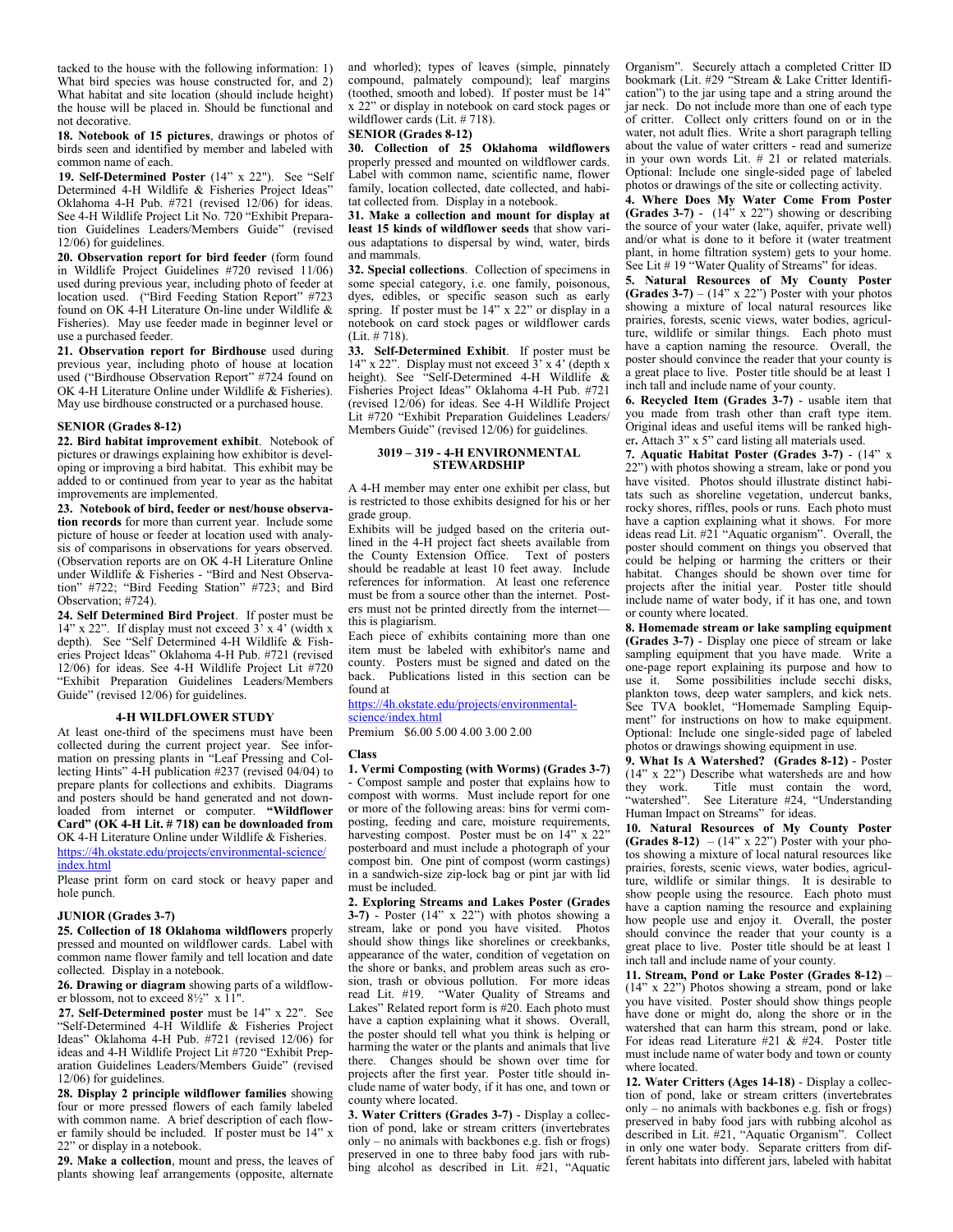tacked to the house with the following information: 1) What bird species was house constructed for, and 2) What habitat and site location (should include height) the house will be placed in. Should be functional and not decorative.

**18. Notebook of 15 pictures**, drawings or photos of birds seen and identified by member and labeled with common name of each.

**19. Self-Determined Poster** (14" x 22"). See "Self Determined 4-H Wildlife & Fisheries Project Ideas" Oklahoma 4-H Pub. #721 (revised 12/06) for ideas. See 4-H Wildlife Project Lit No. 720 "Exhibit Preparation Guidelines Leaders/Members Guide" (revised 12/06) for guidelines.

**20. Observation report for bird feeder** (form found in Wildlife Project Guidelines #720 revised 11/06) used during previous year, including photo of feeder at location used. ("Bird Feeding Station Report" #723 found on OK 4-H Literature On-line under Wildlife & Fisheries). May use feeder made in beginner level or use a purchased feeder.

**21. Observation report for Birdhouse** used during previous year, including photo of house at location used ("Birdhouse Observation Report" #724 found on OK 4-H Literature Online under Wildlife & Fisheries). May use birdhouse constructed or a purchased house.

**SENIOR (Grades 8-12)**

**22. Bird habitat improvement exhibit**. Notebook of pictures or drawings explaining how exhibitor is developing or improving a bird habitat. This exhibit may be added to or continued from year to year as the habitat improvements are implemented.

**23. Notebook of bird, feeder or nest/house observation records** for more than current year. Include some picture of house or feeder at location used with analysis of comparisons in observations for years observed. (Observation reports are on OK 4-H Literature Online under Wildlife & Fisheries - "Bird and Nest Observation" #722; "Bird Feeding Station" #723; and Bird Observation; #724).

**24. Self Determined Bird Project**. If poster must be 14" x 22". If display must not exceed 3' x 4' (width x depth). See "Self Determined 4-H Wildlife & Fisheries Project Ideas" Oklahoma 4-H Pub. #721 (revised 12/06) for ideas. See 4-H Wildlife Project Lit #720 "Exhibit Preparation Guidelines Leaders/Members Guide" (revised 12/06) for guidelines.

## 4-H WILDFLOWER STUDY

At least one-third of the specimens must have been collected during the current project year. See information on pressing plants in "Leaf Pressing and Collecting Hints" 4-H publication #237 (revised 04/04) to prepare plants for collections and exhibits. Diagrams and posters should be hand generated and not downloaded from internet or computer. **"Wildflower Card" (OK 4-H Lit. # 718) can be downloaded from** OK 4-H Literature Online under Wildlife & Fisheries. https://4h.okstate.edu/projects/environmental-science/index.html

Please print form on card stock or heavy paper and hole punch.

**JUNIOR (Grades 3-7)**

**25. Collection of 18 Oklahoma wildflowers** properly pressed and mounted on wildflower cards. Label with common name flower family and tell location and date collected. Display in a notebook.

**26. Drawing or diagram** showing parts of a wildflower blossom, not to exceed 8½" x 11".

**27. Self-Determined poster** must be 14" x 22". See "Self-Determined 4-H Wildlife & Fisheries Project Ideas" Oklahoma 4-H Pub. #721 (revised 12/06) for ideas and 4-H Wildlife Project Lit #720 "Exhibit Preparation Guidelines Leaders/Members Guide" (revised 12/06) for guidelines.

**28. Display 2 principle wildflower families** showing four or more pressed flowers of each family labeled with common name. A brief description of each flower family should be included. If poster must be 14" x 22" or display in a notebook.

**29. Make a collection**, mount and press, the leaves of plants showing leaf arrangements (opposite, alternate and whorled); types of leaves (simple, pinnately compound, palmately compound); leaf margins (toothed, smooth and lobed). If poster must be 14" x 22" or display in notebook on card stock pages or wildflower cards (Lit. # 718).

**SENIOR (Grades 8-12)**

**30. Collection of 25 Oklahoma wildflowers** properly pressed and mounted on wildflower cards. Label with common name, scientific name, flower family, location collected, date collected, and habitat collected from. Display in a notebook.

**31. Make a collection and mount for display at least 15 kinds of wildflower seeds** that show various adaptations to dispersal by wind, water, birds and mammals.

**32. Special collections**. Collection of specimens in some special category, i.e. one family, poisonous, dyes, edibles, or specific season such as early spring. If poster must be 14" x 22" or display in a notebook on card stock pages or wildflower cards (Lit. # 718).

**33. Self-Determined Exhibit**. If poster must be 14" x 22". Display must not exceed 3' x 4' (depth x height). See "Self-Determined 4-H Wildlife & Fisheries Project Ideas" Oklahoma 4-H Pub. #721 (revised 12/06) for ideas. See 4-H Wildlife Project Lit #720 "Exhibit Preparation Guidelines Leaders/Members Guide" (revised 12/06) for guidelines.

## 3019 – 319 - 4-H ENVIRONMENTAL STEWARDSHIP

A 4-H member may enter one exhibit per class, but is restricted to those exhibits designed for his or her grade group.

Exhibits will be judged based on the criteria outlined in the 4-H project fact sheets available from the County Extension Office. Text of posters should be readable at least 10 feet away. Include references for information. At least one reference must be from a source other than the internet. Posters must not be printed directly from the internet—this is plagiarism.

Each piece of exhibits containing more than one item must be labeled with exhibitor's name and county. Posters must be signed and dated on the back. Publications listed in this section can be found at

https://4h.okstate.edu/projects/environmental-science/index.html

Premium $6.00 5.00 4.00 3.00 2.00

**Class**

**1. Vermi Composting (with Worms) (Grades 3-7)** - Compost sample and poster that explains how to compost with worms. Must include report for one or more of the following areas: bins for vermi composting, feeding and care, moisture requirements, harvesting compost. Poster must be on 14" x 22" posterboard and must include a photograph of your compost bin. One pint of compost (worm castings) in a sandwich-size zip-lock bag or pint jar with lid must be included.

**2. Exploring Streams and Lakes Poster (Grades 3-7)** - Poster (14" x 22") with photos showing a stream, lake or pond you have visited. Photos should show things like shorelines or creekbanks, appearance of the water, condition of vegetation on the shore or banks, and problem areas such as erosion, trash or obvious pollution. For more ideas read Lit. #19. "Water Quality of Streams and Lakes" Related report form is #20. Each photo must have a caption explaining what it shows. Overall, the poster should tell what you think is helping or harming the water or the plants and animals that live there. Changes should be shown over time for projects after the first year. Poster title should include name of water body, if it has one, and town or county where located.

**3. Water Critters (Grades 3-7)** - Display a collection of pond, lake or stream critters (invertebrates only – no animals with backbones e.g. fish or frogs) preserved in one to three baby food jars with rubbing alcohol as described in Lit. #21, "Aquatic Organism". Securely attach a completed Critter ID bookmark (Lit. #29 "Stream & Lake Critter Identification") to the jar using tape and a string around the jar neck. Do not include more than one of each type of critter. Collect only critters found on or in the water, not adult flies. Write a short paragraph telling about the value of water critters - read and sumerize in your own words Lit. # 21 or related materials. Optional: Include one single-sided page of labeled photos or drawings of the site or collecting activity.

**4. Where Does My Water Come From Poster (Grades 3-7)** - (14" x 22") showing or describing the source of your water (lake, aquifer, private well) and/or what is done to it before it (water treatment plant, in home filtration system) gets to your home. See Lit # 19 "Water Quality of Streams" for ideas.

**5. Natural Resources of My County Poster (Grades 3-7)** – (14" x 22") Poster with your photos showing a mixture of local natural resources like prairies, forests, scenic views, water bodies, agriculture, wildlife or similar things. Each photo must have a caption naming the resource. Overall, the poster should convince the reader that your county is a great place to live. Poster title should be at least 1 inch tall and include name of your county.

**6. Recycled Item (Grades 3-7)** - usable item that you made from trash other than craft type item. Original ideas and useful items will be ranked higher**.** Attach 3" x 5" card listing all materials used.

**7. Aquatic Habitat Poster (Grades 3-7)** - (14" x 22") with photos showing a stream, lake or pond you have visited. Photos should illustrate distinct habitats such as shoreline vegetation, undercut banks, rocky shores, riffles, pools or runs. Each photo must have a caption explaining what it shows. For more ideas read Lit. #21 "Aquatic organism". Overall, the poster should comment on things you observed that could be helping or harming the critters or their habitat. Changes should be shown over time for projects after the initial year. Poster title should include name of water body, if it has one, and town or county where located.

**8. Homemade stream or lake sampling equipment (Grades 3-7)** - Display one piece of stream or lake sampling equipment that you have made. Write a one-page report explaining its purpose and how to use it. Some possibilities include secchi disks, plankton tows, deep water samplers, and kick nets. See TVA booklet, "Homemade Sampling Equipment" for instructions on how to make equipment. Optional: Include one single-sided page of labeled photos or drawings showing equipment in use.

**9. What Is A Watershed? (Grades 8-12)** - Poster (14" x 22") Describe what watersheds are and how they work. Title must contain the word, "watershed". See Literature #24, "Understanding Human Impact on Streams" for ideas.

**10. Natural Resources of My County Poster (Grades 8-12)** – (14" x 22") Poster with your photos showing a mixture of local natural resources like prairies, forests, scenic views, water bodies, agriculture, wildlife or similar things. It is desirable to show people using the resource. Each photo must have a caption naming the resource and explaining how people use and enjoy it. Overall, the poster should convince the reader that your county is a great place to live. Poster title should be at least 1 inch tall and include name of your county.

**11. Stream, Pond or Lake Poster (Grades 8-12)** – (14" x 22") Photos showing a stream, pond or lake you have visited. Poster should show things people have done or might do, along the shore or in the watershed that can harm this stream, pond or lake. For ideas read Literature #21 & #24. Poster title must include name of water body and town or county where located.

**12. Water Critters (Ages 14-18)** - Display a collection of pond, lake or stream critters (invertebrates only – no animals with backbones e.g. fish or frogs) preserved in baby food jars with rubbing alcohol as described in Lit. #21, "Aquatic Organism". Collect in only one water body. Separate critters from different habitats into different jars, labeled with habitat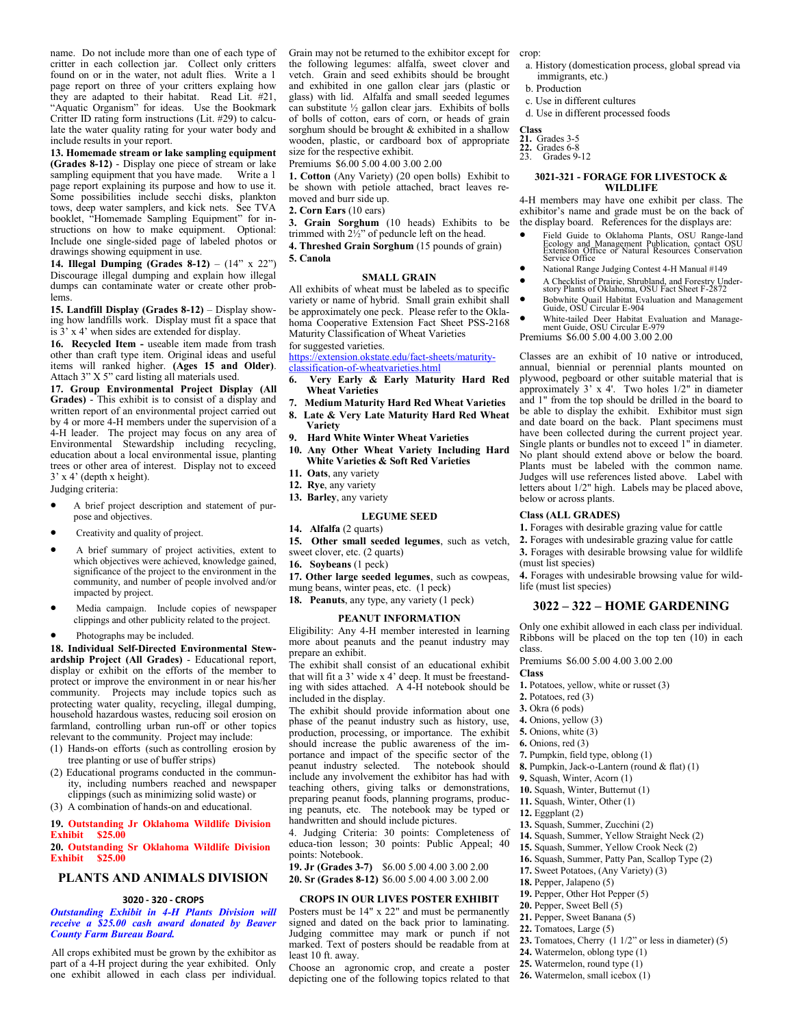name. Do not include more than one of each type of critter in each collection jar. Collect only critters found on or in the water, not adult flies. Write a 1 page report on three of your critters explaining how they are adapted to their habitat. Read Lit. #21, "Aquatic Organism" for ideas. Use the Bookmark Critter ID rating form instructions (Lit. #29) to calculate the water quality rating for your water body and include results in your report.

**13. Homemade stream or lake sampling equipment (Grades 8-12)** - Display one piece of stream or lake sampling equipment that you have made. Write a 1 page report explaining its purpose and how to use it. Some possibilities include secchi disks, plankton tows, deep water samplers, and kick nets. See TVA booklet, "Homemade Sampling Equipment" for instructions on how to make equipment. Optional: Include one single-sided page of labeled photos or drawings showing equipment in use.

**14. Illegal Dumping (Grades 8-12)** – (14" x 22") Discourage illegal dumping and explain how illegal dumps can contaminate water or create other problems.

**15. Landfill Display (Grades 8-12)** – Display showing how landfills work. Display must fit a space that is 3' x 4' when sides are extended for display.

**16. Recycled Item -** useable item made from trash other than craft type item. Original ideas and useful items will ranked higher. **(Ages 15 and Older)**. Attach 3" X 5" card listing all materials used.

**17. Group Environmental Project Display (All Grades)** - This exhibit is to consist of a display and written report of an environmental project carried out by 4 or more 4-H members under the supervision of a 4-H leader. The project may focus on any area of Environmental Stewardship including recycling, education about a local environmental issue, planting trees or other area of interest. Display not to exceed 3' x 4' (depth x height).

Judging criteria:

- A brief project description and statement of purpose and objectives.
- Creativity and quality of project.
- A brief summary of project activities, extent to which objectives were achieved, knowledge gained, significance of the project to the environment in the community, and number of people involved and/or impacted by project.
- Media campaign. Include copies of newspaper clippings and other publicity related to the project.
- Photographs may be included.

**18. Individual Self-Directed Environmental Stewardship Project (All Grades)** - Educational report, display or exhibit on the efforts of the member to protect or improve the environment in or near his/her community. Projects may include topics such as protecting water quality, recycling, illegal dumping, household hazardous wastes, reducing soil erosion on farmland, controlling urban run-off or other topics relevant to the community. Project may include:

(1) Hands-on efforts (such as controlling erosion by tree planting or use of buffer strips)
(2) Educational programs conducted in the community, including numbers reached and newspaper clippings (such as minimizing solid waste) or
(3) A combination of hands-on and educational.

**19. Outstanding Jr Oklahoma Wildlife Division Exhibit $25.00**

**20. Outstanding Sr Oklahoma Wildlife Division Exhibit $25.00**

## PLANTS AND ANIMALS DIVISION

### 3020 - 320 - CROPS

***Outstanding Exhibit in 4-H Plants Division will receive a $25.00 cash award donated by Beaver County Farm Bureau Board.***

All crops exhibited must be grown by the exhibitor as part of a 4-H project during the year exhibited. Only one exhibit allowed in each class per individual. Grain may not be returned to the exhibitor except for the following legumes: alfalfa, sweet clover and vetch. Grain and seed exhibits should be brought and exhibited in one gallon clear jars (plastic or glass) with lid. Alfalfa and small seeded legumes can substitute ½ gallon clear jars. Exhibits of bolls of bolls of cotton, ears of corn, or heads of grain sorghum should be brought & exhibited in a shallow wooden, plastic, or cardboard box of appropriate size for the respective exhibit.

Premiums $6.00 5.00 4.00 3.00 2.00

**1. Cotton** (Any Variety) (20 open bolls) Exhibit to be shown with petiole attached, bract leaves removed and burr side up.

**2. Corn Ears** (10 ears)

**3. Grain Sorghum** (10 heads) Exhibits to be trimmed with 2½" of peduncle left on the head.

**4. Threshed Grain Sorghum** (15 pounds of grain)

**5. Canola**

#### SMALL GRAIN

All exhibits of wheat must be labeled as to specific variety or name of hybrid. Small grain exhibit shall be approximately one peck. Please refer to the Oklahoma Cooperative Extension Fact Sheet PSS-2168 Maturity Classification of Wheat Varieties for suggested varieties.
https://extension.okstate.edu/fact-sheets/maturity-classification-of-wheatvarieties.html

**6. Very Early & Early Maturity Hard Red Wheat Varieties**
**7. Medium Maturity Hard Red Wheat Varieties**
**8. Late & Very Late Maturity Hard Red Wheat Variety**
**9. Hard White Winter Wheat Varieties**
**10. Any Other Wheat Variety Including Hard White Varieties & Soft Red Varieties**
**11. Oats**, any variety
**12. Rye**, any variety
**13. Barley**, any variety

#### LEGUME SEED

**14. Alfalfa** (2 quarts)
**15. Other small seeded legumes**, such as vetch, sweet clover, etc. (2 quarts)
**16. Soybeans** (1 peck)
**17. Other large seeded legumes**, such as cowpeas, mung beans, winter peas, etc. (1 peck)
**18. Peanuts**, any type, any variety (1 peck)

#### PEANUT INFORMATION

Eligibility: Any 4-H member interested in learning more about peanuts and the peanut industry may prepare an exhibit.

The exhibit shall consist of an educational exhibit that will fit a 3' wide x 4' deep. It must be freestanding with sides attached. A 4-H notebook should be included in the display.

The exhibit should provide information about one phase of the peanut industry such as history, use, production, processing, or importance. The exhibit should increase the public awareness of the importance and impact of the specific sector of the peanut industry selected. The notebook should include any involvement the exhibitor has had with teaching others, giving talks or demonstrations, preparing peanut foods, planning programs, producing peanuts, etc. The notebook may be typed or handwritten and should include pictures.

4. Judging Criteria: 30 points: Completeness of educa-tion lesson; 30 points: Public Appeal; 40 points: Notebook.

**19. Jr (Grades 3-7)** $6.00 5.00 4.00 3.00 2.00
**20. Sr (Grades 8-12)** $6.00 5.00 4.00 3.00 2.00

#### CROPS IN OUR LIVES POSTER EXHIBIT

Posters must be 14" x 22" and must be permanently signed and dated on the back prior to laminating. Judging committee may mark or punch if not marked. Text of posters should be readable from at least 10 ft. away.

Choose an agronomic crop, and create a poster depicting one of the following topics related to that crop:

a. History (domestication process, global spread via immigrants, etc.)
b. Production
c. Use in different cultures
d. Use in different processed foods

**Class**
**21.** Grades 3-5
**22.** Grades 6-8
23. Grades 9-12

### 3021-321 - FORAGE FOR LIVESTOCK & WILDLIFE

4-H members may have one exhibit per class. The exhibitor's name and grade must be on the back of the display board. References for the displays are:

- Field Guide to Oklahoma Plants, OSU Range-land Ecology and Management Publication, contact OSU Extension Office or Natural Resources Conservation Service Office
- National Range Judging Contest 4-H Manual #149
- A Checklist of Prairie, Shrubland, and Forestry Understory Plants of Oklahoma, OSU Fact Sheet F-2872
- Bobwhite Quail Habitat Evaluation and Management Guide, OSU Circular E-904
- White-tailed Deer Habitat Evaluation and Management Guide, OSU Circular E-979

Premiums $6.00 5.00 4.00 3.00 2.00

Classes are an exhibit of 10 native or introduced, annual, biennial or perennial plants mounted on plywood, pegboard or other suitable material that is approximately 3' x 4'. Two holes 1/2" in diameter and 1" from the top should be drilled in the board to be able to display the exhibit. Exhibitor must sign and date board on the back. Plant specimens must have been collected during the current project year. Single plants or bundles not to exceed 1" in diameter. No plant should extend above or below the board. Plants must be labeled with the common name. Judges will use references listed above. Label with letters about 1/2" high. Labels may be placed above, below or across plants.

**Class (ALL GRADES)**
**1.** Forages with desirable grazing value for cattle
**2.** Forages with undesirable grazing value for cattle
**3.** Forages with desirable browsing value for wildlife (must list species)
**4.** Forages with undesirable browsing value for wildlife (must list species)

## 3022 – 322 – HOME GARDENING

Only one exhibit allowed in each class per individual. Ribbons will be placed on the top ten (10) in each class.

Premiums $6.00 5.00 4.00 3.00 2.00

**Class**
**1.** Potatoes, yellow, white or russet (3)
**2.** Potatoes, red (3)
**3.** Okra (6 pods)
**4.** Onions, yellow (3)
**5.** Onions, white (3)
**6.** Onions, red (3)
**7.** Pumpkin, field type, oblong (1)
**8.** Pumpkin, Jack-o-Lantern (round & flat) (1)
**9.** Squash, Winter, Acorn (1)
**10.** Squash, Winter, Butternut (1)
**11.** Squash, Winter, Other (1)
**12.** Eggplant (2)
**13.** Squash, Summer, Zucchini (2)
**14.** Squash, Summer, Yellow Straight Neck (2)
**15.** Squash, Summer, Yellow Crook Neck (2)
**16.** Squash, Summer, Patty Pan, Scallop Type (2)
**17.** Sweet Potatoes, (Any Variety) (3)
**18.** Pepper, Jalapeno (5)
**19.** Pepper, Other Hot Pepper (5)
**20.** Pepper, Sweet Bell (5)
**21.** Pepper, Sweet Banana (5)
**22.** Tomatoes, Large (5)
**23.** Tomatoes, Cherry (1 1/2" or less in diameter) (5)
**24.** Watermelon, oblong type (1)
**25.** Watermelon, round type (1)
**26.** Watermelon, small icebox (1)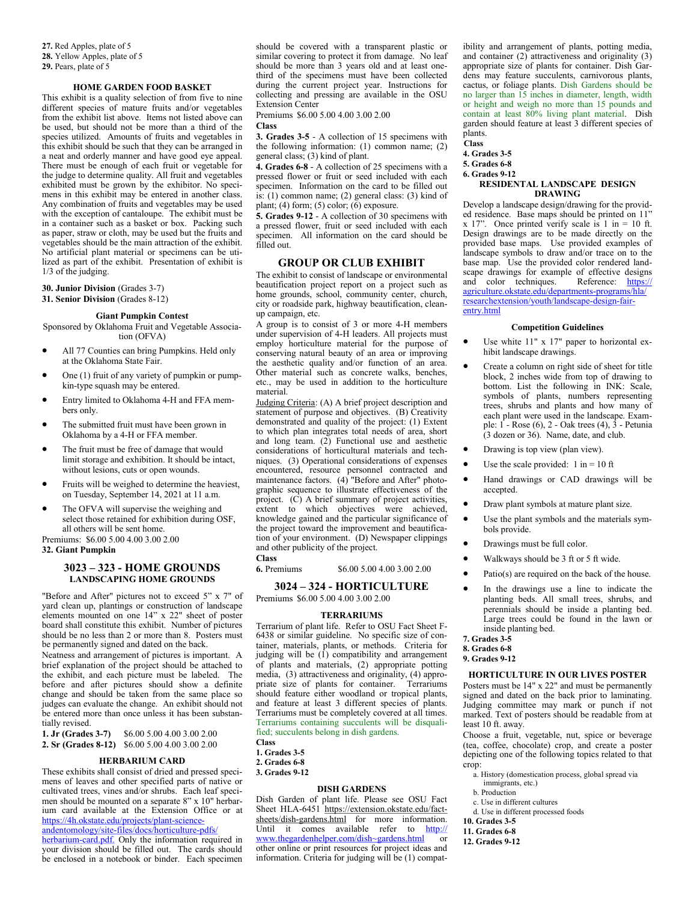**27.** Red Apples, plate of 5
**28.** Yellow Apples, plate of 5
**29.** Pears, plate of 5

### HOME GARDEN FOOD BASKET

This exhibit is a quality selection of from five to nine different species of mature fruits and/or vegetables from the exhibit list above. Items not listed above can be used, but should not be more than a third of the species utilized. Amounts of fruits and vegetables in this exhibit should be such that they can be arranged in a neat and orderly manner and have good eye appeal. There must be enough of each fruit or vegetable for the judge to determine quality. All fruit and vegetables exhibited must be grown by the exhibitor. No specimens in this exhibit may be entered in another class. Any combination of fruits and vegetables may be used with the exception of cantaloupe. The exhibit must be in a container such as a basket or box. Packing such as paper, straw or cloth, may be used but the fruits and vegetables should be the main attraction of the exhibit. No artificial plant material or specimens can be utilized as part of the exhibit. Presentation of exhibit is 1/3 of the judging.

**30. Junior Division** (Grades 3-7)
**31. Senior Division** (Grades 8-12)

### Giant Pumpkin Contest

Sponsored by Oklahoma Fruit and Vegetable Association (OFVA)

- All 77 Counties can bring Pumpkins. Held only at the Oklahoma State Fair.
- One (1) fruit of any variety of pumpkin or pumpkin-type squash may be entered.
- Entry limited to Oklahoma 4-H and FFA members only.
- The submitted fruit must have been grown in Oklahoma by a 4-H or FFA member.
- The fruit must be free of damage that would limit storage and exhibition. It should be intact, without lesions, cuts or open wounds.
- Fruits will be weighed to determine the heaviest, on Tuesday, September 14, 2021 at 11 a.m.
- The OFVA will supervise the weighing and select those retained for exhibition during OSF, all others will be sent home.

Premiums: $6.00 5.00 4.00 3.00 2.00

**32. Giant Pumpkin**

## 3023 – 323 - HOME GROUNDS

### LANDSCAPING HOME GROUNDS

"Before and After" pictures not to exceed 5" x 7" of yard clean up, plantings or construction of landscape elements mounted on one 14" x 22" sheet of poster board shall constitute this exhibit. Number of pictures should be no less than 2 or more than 8. Posters must be permanently signed and dated on the back.

Neatness and arrangement of pictures is important. A brief explanation of the project should be attached to the exhibit, and each picture must be labeled. The before and after pictures should show a definite change and should be taken from the same place so judges can evaluate the change. An exhibit should not be entered more than once unless it has been substantially revised.

**1. Jr (Grades 3-7)** $6.00 5.00 4.00 3.00 2.00
**2. Sr (Grades 8-12)** $6.00 5.00 4.00 3.00 2.00

### HERBARIUM CARD

These exhibits shall consist of dried and pressed specimens of leaves and other specified parts of native or cultivated trees, vines and/or shrubs. Each leaf specimen should be mounted on a separate 8" x 10" herbarium card available at the Extension Office or at https://4h.okstate.edu/projects/plant-science-andentomology/site-files/docs/horticulture-pdfs/herbarium-card.pdf. Only the information required in your division should be filled out. The cards should be enclosed in a notebook or binder. Each specimen should be covered with a transparent plastic or similar covering to protect it from damage. No leaf should be more than 3 years old and at least one-third of the specimens must have been collected during the current project year. Instructions for collecting and pressing are available in the OSU Extension Center

Premiums $6.00 5.00 4.00 3.00 2.00

**Class**

**3. Grades 3-5** - A collection of 15 specimens with the following information: (1) common name; (2) general class; (3) kind of plant.

**4. Grades 6-8** - A collection of 25 specimens with a pressed flower or fruit or seed included with each specimen. Information on the card to be filled out is: (1) common name; (2) general class: (3) kind of plant; (4) form; (5) color; (6) exposure.

**5. Grades 9-12** - A collection of 30 specimens with a pressed flower, fruit or seed included with each specimen. All information on the card should be filled out.

## GROUP OR CLUB EXHIBIT

The exhibit to consist of landscape or environmental beautification project report on a project such as home grounds, school, community center, church, city or roadside park, highway beautification, clean-up campaign, etc.

A group is to consist of 3 or more 4-H members under supervision of 4-H leaders. All projects must employ horticulture material for the purpose of conserving natural beauty of an area or improving the aesthetic quality and/or function of an area. Other material such as concrete walks, benches, etc., may be used in addition to the horticulture material.

Judging Criteria: (A) A brief project description and statement of purpose and objectives. (B) Creativity demonstrated and quality of the project: (1) Extent to which plan integrates total needs of area, short and long team. (2) Functional use and aesthetic considerations of horticultural materials and techniques. (3) Operational considerations of expenses encountered, resource personnel contracted and maintenance factors. (4) "Before and After" photographic sequence to illustrate effectiveness of the project. (C) A brief summary of project activities, extent to which objectives were achieved, knowledge gained and the particular significance of the project toward the improvement and beautification of your environment. (D) Newspaper clippings and other publicity of the project.

**Class**

**6.** Premiums $6.00 5.00 4.00 3.00 2.00

## 3024 – 324 - HORTICULTURE

Premiums $6.00 5.00 4.00 3.00 2.00

### TERRARIUMS

Terrarium of plant life. Refer to OSU Fact Sheet F-6438 or similar guideline. No specific size of container, materials, plants, or methods. Criteria for judging will be (1) compatibility and arrangement of plants and materials, (2) appropriate potting media, (3) attractiveness and originality, (4) appropriate size of plants for container. Terrariums should feature either woodland or tropical plants, and feature at least 3 different species of plants. Terrariums must be completely covered at all times. Terrariums containing succulents will be disqualified; succulents belong in dish gardens.

**Class**

**1. Grades 3-5**
**2. Grades 6-8**
**3. Grades 9-12**

### DISH GARDENS

Dish Garden of plant life. Please see OSU Fact Sheet HLA-6451 https://extension.okstate.edu/fact-sheets/dish-gardens.html for more information. Until it comes available refer to http://www.thegardenhelper.com/dish~gardens.html or other online or print resources for project ideas and information. Criteria for judging will be (1) compatibility and arrangement of plants, potting media, and container (2) attractiveness and originality (3) appropriate size of plants for container. Dish Gardens may feature succulents, carnivorous plants, cactus, or foliage plants. Dish Gardens should be no larger than 15 inches in diameter, length, width or height and weigh no more than 15 pounds and contain at least 80% living plant material. Dish garden should feature at least 3 different species of plants.

**Class**

**4. Grades 3-5**
**5. Grades 6-8**
**6. Grades 9-12**

### RESIDENTAL LANDSCAPE DESIGN DRAWING

Develop a landscape design/drawing for the provided residence. Base maps should be printed on 11" x 17". Once printed verify scale is 1 in = 10 ft. Design drawings are to be made directly on the provided base maps. Use provided examples of landscape symbols to draw and/or trace on to the base map. Use the provided color rendered landscape drawings for example of effective designs and color techniques. Reference: https://agriculture.okstate.edu/departments-programs/hla/researchextension/youth/landscape-design-fair-entry.html

#### Competition Guidelines

- Use white 11" x 17" paper to horizontal exhibit landscape drawings.
- Create a column on right side of sheet for title block, 2 inches wide from top of drawing to bottom. List the following in INK: Scale, symbols of plants, numbers representing trees, shrubs and plants and how many of each plant were used in the landscape. Example: 1 - Rose (6), 2 - Oak trees (4), 3 - Petunia (3 dozen or 36). Name, date, and club.
- Drawing is top view (plan view).
- Use the scale provided: 1 in = 10 ft
- Hand drawings or CAD drawings will be accepted.
- Draw plant symbols at mature plant size.
- Use the plant symbols and the materials symbols provide.
- Drawings must be full color.
- Walkways should be 3 ft or 5 ft wide.
- Patio(s) are required on the back of the house.
- In the drawings use a line to indicate the planting beds. All small trees, shrubs, and perennials should be inside a planting bed. Large trees could be found in the lawn or inside planting bed.

**7. Grades 3-5**
**8. Grades 6-8**
**9. Grades 9-12**

### HORTICULTURE IN OUR LIVES POSTER

Posters must be 14" x 22" and must be permanently signed and dated on the back prior to laminating. Judging committee may mark or punch if not marked. Text of posters should be readable from at least 10 ft. away.

Choose a fruit, vegetable, nut, spice or beverage (tea, coffee, chocolate) crop, and create a poster depicting one of the following topics related to that crop:

a. History (domestication process, global spread via immigrants, etc.)
b. Production
c. Use in different cultures
d. Use in different processed foods

**10. Grades 3-5**
**11. Grades 6-8**
**12. Grades 9-12**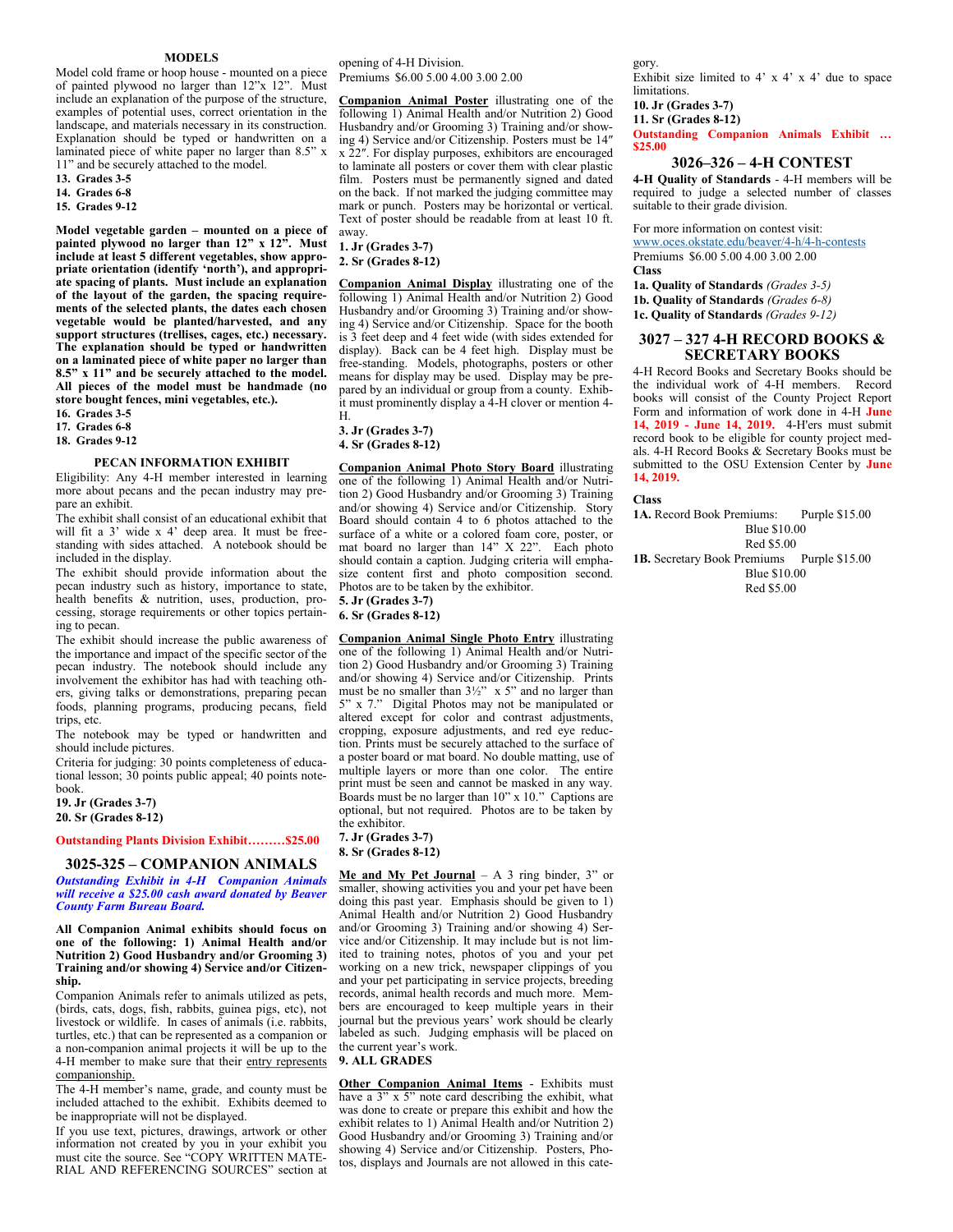**MODELS**

Model cold frame or hoop house - mounted on a piece of painted plywood no larger than 12"x 12". Must include an explanation of the purpose of the structure, examples of potential uses, correct orientation in the landscape, and materials necessary in its construction. Explanation should be typed or handwritten on a laminated piece of white paper no larger than 8.5" x 11" and be securely attached to the model.

**13. Grades 3-5**
**14. Grades 6-8**
**15. Grades 9-12**

**Model vegetable garden – mounted on a piece of painted plywood no larger than 12" x 12". Must include at least 5 different vegetables, show appropriate orientation (identify 'north'), and appropriate spacing of plants. Must include an explanation of the layout of the garden, the spacing requirements of the selected plants, the dates each chosen vegetable would be planted/harvested, and any support structures (trellises, cages, etc.) necessary. The explanation should be typed or handwritten on a laminated piece of white paper no larger than 8.5" x 11" and be securely attached to the model. All pieces of the model must be handmade (no store bought fences, mini vegetables, etc.).**

**16. Grades 3-5**
**17. Grades 6-8**
**18. Grades 9-12**

**PECAN INFORMATION EXHIBIT**

Eligibility: Any 4-H member interested in learning more about pecans and the pecan industry may prepare an exhibit.

The exhibit shall consist of an educational exhibit that will fit a 3' wide x 4' deep area. It must be free-standing with sides attached. A notebook should be included in the display.

The exhibit should provide information about the pecan industry such as history, importance to state, health benefits & nutrition, uses, production, processing, storage requirements or other topics pertaining to pecan.

The exhibit should increase the public awareness of the importance and impact of the specific sector of the pecan industry. The notebook should include any involvement the exhibitor has had with teaching others, giving talks or demonstrations, preparing pecan foods, planning programs, producing pecans, field trips, etc.

The notebook may be typed or handwritten and should include pictures.

Criteria for judging: 30 points completeness of educational lesson; 30 points public appeal; 40 points notebook.

**19. Jr (Grades 3-7)**
**20. Sr (Grades 8-12)**

**Outstanding Plants Division Exhibit………$25.00**

## 3025-325 – COMPANION ANIMALS

***Outstanding Exhibit in 4-H Companion Animals will receive a $25.00 cash award donated by Beaver County Farm Bureau Board.***

**All Companion Animal exhibits should focus on one of the following: 1) Animal Health and/or Nutrition 2) Good Husbandry and/or Grooming 3) Training and/or showing 4) Service and/or Citizenship.**

Companion Animals refer to animals utilized as pets, (birds, cats, dogs, fish, rabbits, guinea pigs, etc), not livestock or wildlife. In cases of animals (i.e. rabbits, turtles, etc.) that can be represented as a companion or a non-companion animal projects it will be up to the 4-H member to make sure that their entry represents companionship.

The 4-H member's name, grade, and county must be included attached to the exhibit. Exhibits deemed to be inappropriate will not be displayed.

If you use text, pictures, drawings, artwork or other information not created by you in your exhibit you must cite the source. See "COPY WRITTEN MATERIAL AND REFERENCING SOURCES" section at opening of 4-H Division.

Premiums $6.00 5.00 4.00 3.00 2.00

**Companion Animal Poster** illustrating one of the following 1) Animal Health and/or Nutrition 2) Good Husbandry and/or Grooming 3) Training and/or showing 4) Service and/or Citizenship. Posters must be 14″ x 22″. For display purposes, exhibitors are encouraged to laminate all posters or cover them with clear plastic film. Posters must be permanently signed and dated on the back. If not marked the judging committee may mark or punch. Posters may be horizontal or vertical. Text of poster should be readable from at least 10 ft. away.

**1. Jr (Grades 3-7)**
**2. Sr (Grades 8-12)**

**Companion Animal Display** illustrating one of the following 1) Animal Health and/or Nutrition 2) Good Husbandry and/or Grooming 3) Training and/or showing 4) Service and/or Citizenship. Space for the booth is 3 feet deep and 4 feet wide (with sides extended for display). Back can be 4 feet high. Display must be free-standing. Models, photographs, posters or other means for display may be used. Display may be prepared by an individual or group from a county. Exhibit must prominently display a 4-H clover or mention 4-H.

**3. Jr (Grades 3-7)**
**4. Sr (Grades 8-12)**

**Companion Animal Photo Story Board** illustrating one of the following 1) Animal Health and/or Nutrition 2) Good Husbandry and/or Grooming 3) Training and/or showing 4) Service and/or Citizenship. Story Board should contain 4 to 6 photos attached to the surface of a white or a colored foam core, poster, or mat board no larger than 14" X 22". Each photo should contain a caption. Judging criteria will emphasize content first and photo composition second. Photos are to be taken by the exhibitor.

**5. Jr (Grades 3-7)**
**6. Sr (Grades 8-12)**

**Companion Animal Single Photo Entry** illustrating one of the following 1) Animal Health and/or Nutrition 2) Good Husbandry and/or Grooming 3) Training and/or showing 4) Service and/or Citizenship. Prints must be no smaller than 3½" x 5" and no larger than 5" x 7." Digital Photos may not be manipulated or altered except for color and contrast adjustments, cropping, exposure adjustments, and red eye reduction. Prints must be securely attached to the surface of a poster board or mat board. No double matting, use of multiple layers or more than one color. The entire print must be seen and cannot be masked in any way. Boards must be no larger than 10" x 10." Captions are optional, but not required. Photos are to be taken by the exhibitor.

**7. Jr (Grades 3-7)**
**8. Sr (Grades 8-12)**

**Me and My Pet Journal** – A 3 ring binder, 3" or smaller, showing activities you and your pet have been doing this past year. Emphasis should be given to 1) Animal Health and/or Nutrition 2) Good Husbandry and/or Grooming 3) Training and/or showing 4) Service and/or Citizenship. It may include but is not limited to training notes, photos of you and your pet working on a new trick, newspaper clippings of you and your pet participating in service projects, breeding records, animal health records and much more. Members are encouraged to keep multiple years in their journal but the previous years' work should be clearly labeled as such. Judging emphasis will be placed on the current year's work.

**9. ALL GRADES**

**Other Companion Animal Items** - Exhibits must have a 3" x 5" note card describing the exhibit, what was done to create or prepare this exhibit and how the exhibit relates to 1) Animal Health and/or Nutrition 2) Good Husbandry and/or Grooming 3) Training and/or showing 4) Service and/or Citizenship. Posters, Photos, displays and Journals are not allowed in this category.

Exhibit size limited to 4' x 4' x 4' due to space limitations.

**10. Jr (Grades 3-7)**
**11. Sr (Grades 8-12)**

**Outstanding Companion Animals Exhibit … $25.00**

## 3026–326 – 4-H CONTEST

**4-H Quality of Standards** - 4-H members will be required to judge a selected number of classes suitable to their grade division.

For more information on contest visit:
www.oces.okstate.edu/beaver/4-h/4-h-contests

Premiums $6.00 5.00 4.00 3.00 2.00

**Class**
**1a. Quality of Standards** *(Grades 3-5)*
**1b. Quality of Standards** *(Grades 6-8)*
**1c. Quality of Standards** *(Grades 9-12)*

## 3027 – 327 4-H RECORD BOOKS & SECRETARY BOOKS

4-H Record Books and Secretary Books should be the individual work of 4-H members. Record books will consist of the County Project Report Form and information of work done in 4-H **June 14, 2019 - June 14, 2019.** 4-H'ers must submit record book to be eligible for county project medals. 4-H Record Books & Secretary Books must be submitted to the OSU Extension Center by **June 14, 2019.**

**Class**

**1A.** Record Book Premiums: Purple $15.00
Blue $10.00
Red $5.00

**1B.** Secretary Book Premiums Purple $15.00
Blue $10.00
Red $5.00